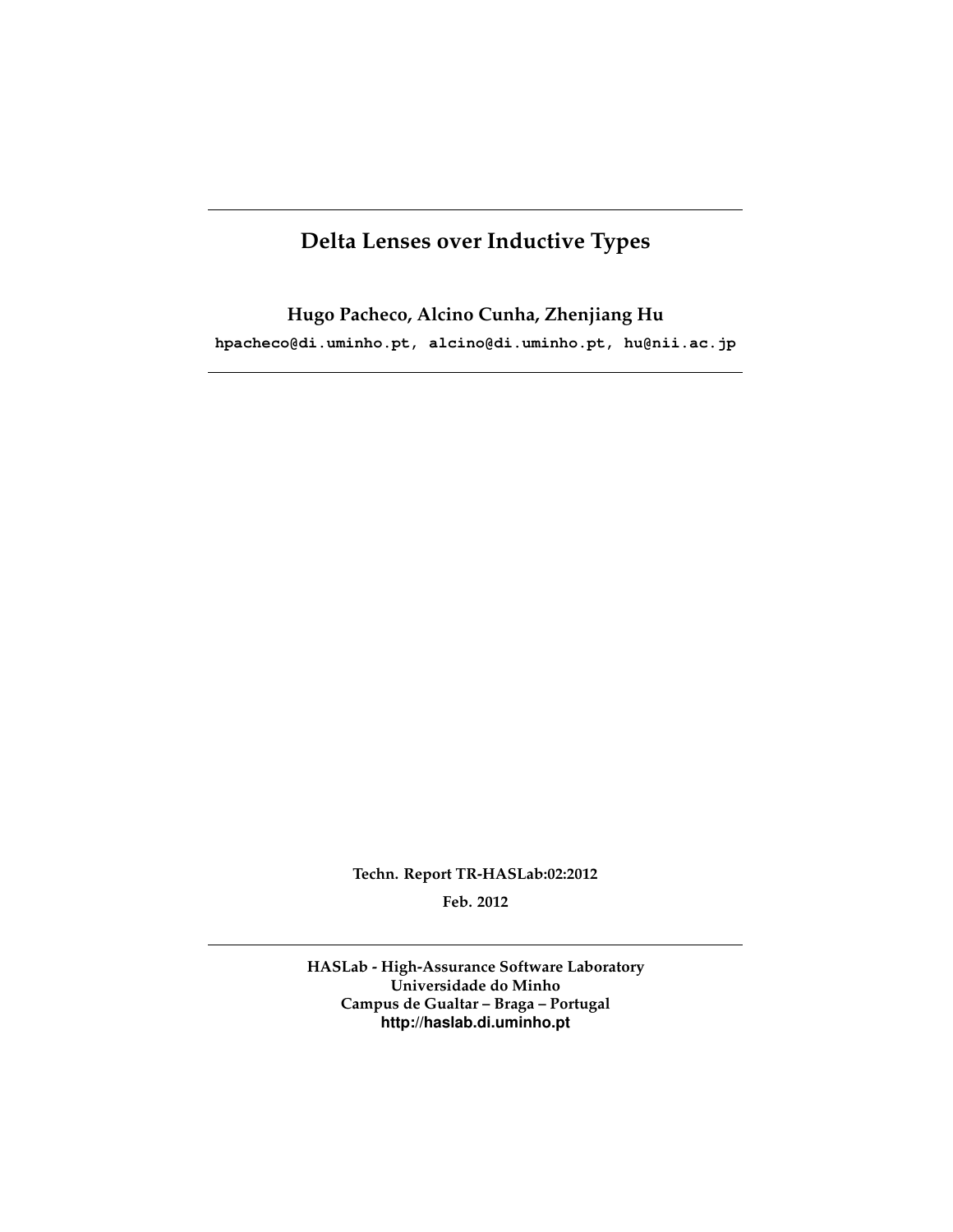# Delta Lenses over Inductive Types

**Hugo Pacheco, Alcino Cunha, Zhenjiang Hu**

hpacheco@di.uminho.pt, alcino@di.uminho.pt, hu@nii.ac.jp

**Techn. Report TR-HASLab:02:2012**

**Feb. 2012**

**HASLab - High-Assurance Software Laboratory**
**Universidade do Minho**
**Campus de Gualtar – Braga – Portugal**
**http://haslab.di.uminho.pt**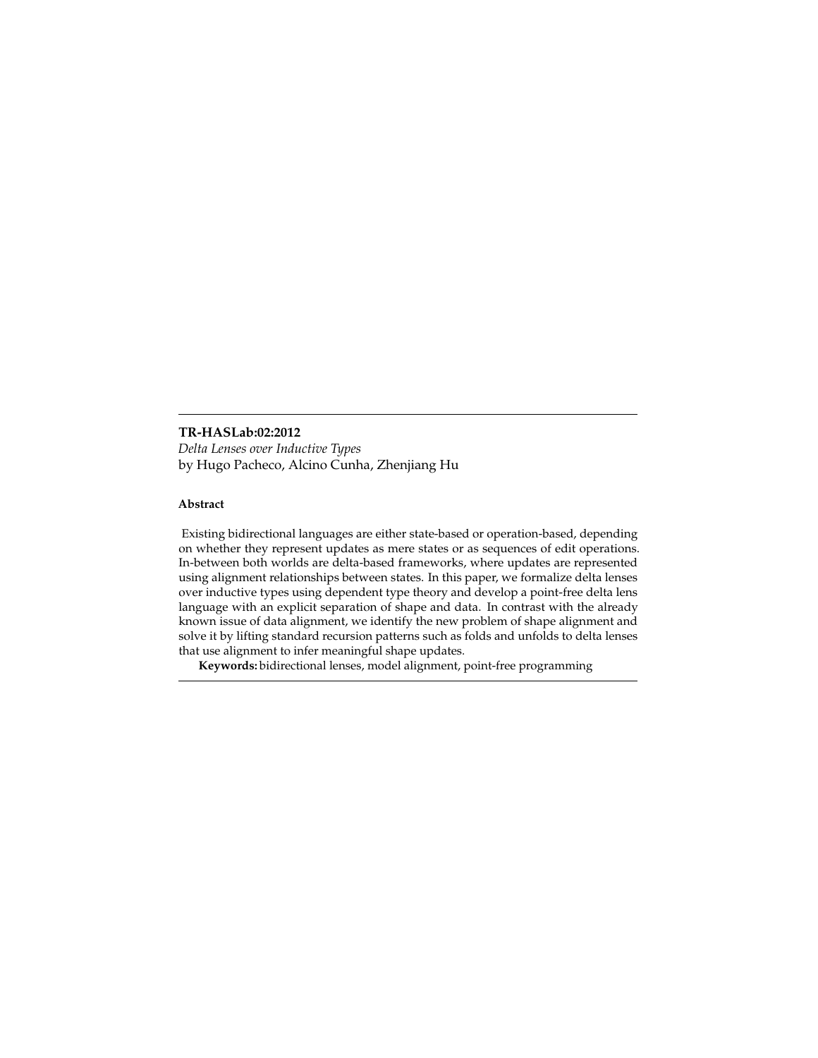**TR-HASLab:02:2012**

*Delta Lenses over Inductive Types*

by Hugo Pacheco, Alcino Cunha, Zhenjiang Hu

**Abstract**

Existing bidirectional languages are either state-based or operation-based, depending on whether they represent updates as mere states or as sequences of edit operations. In-between both worlds are delta-based frameworks, where updates are represented using alignment relationships between states. In this paper, we formalize delta lenses over inductive types using dependent type theory and develop a point-free delta lens language with an explicit separation of shape and data. In contrast with the already known issue of data alignment, we identify the new problem of shape alignment and solve it by lifting standard recursion patterns such as folds and unfolds to delta lenses that use alignment to infer meaningful shape updates.

**Keywords:** bidirectional lenses, model alignment, point-free programming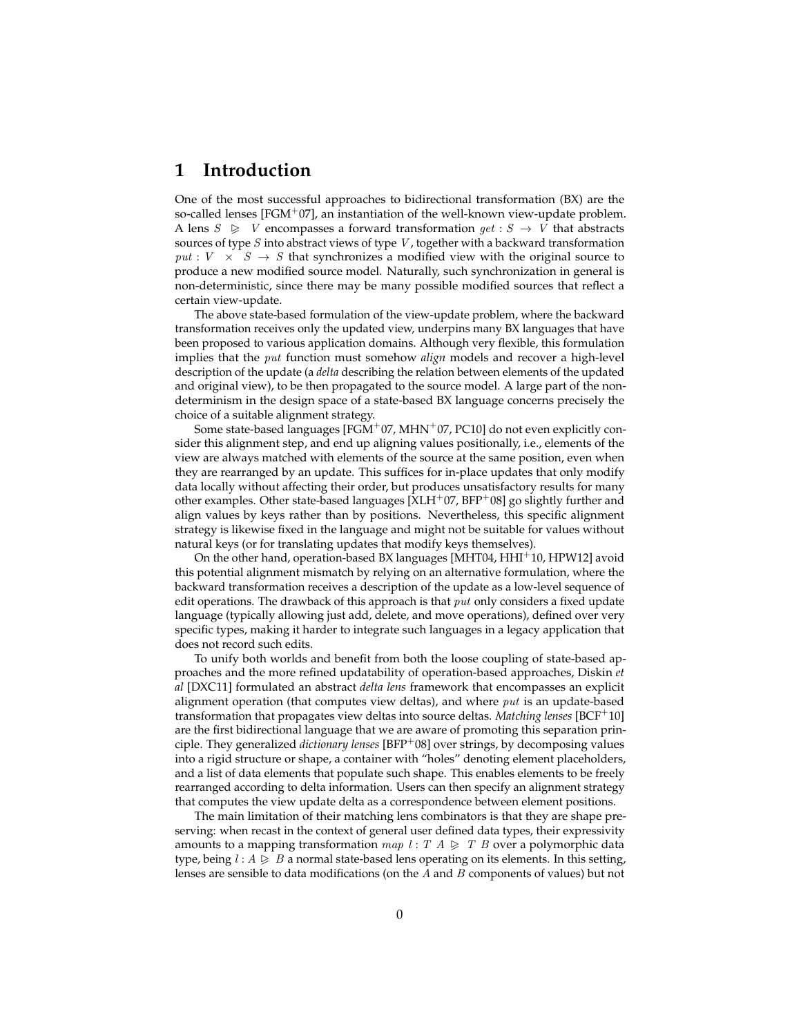# 1 Introduction

One of the most successful approaches to bidirectional transformation (BX) are the so-called lenses [FGM+07], an instantiation of the well-known view-update problem. A lens $S \trianglerighteq V$ encompasses a forward transformation $get : S \rightarrow V$ that abstracts sources of type $S$ into abstract views of type $V$, together with a backward transformation $put : V \times S \rightarrow S$ that synchronizes a modified view with the original source to produce a new modified source model. Naturally, such synchronization in general is non-deterministic, since there may be many possible modified sources that reflect a certain view-update.

The above state-based formulation of the view-update problem, where the backward transformation receives only the updated view, underpins many BX languages that have been proposed to various application domains. Although very flexible, this formulation implies that the $put$ function must somehow *align* models and recover a high-level description of the update (a *delta* describing the relation between elements of the updated and original view), to be then propagated to the source model. A large part of the non-determinism in the design space of a state-based BX language concerns precisely the choice of a suitable alignment strategy.

Some state-based languages [FGM+07, MHN+07, PC10] do not even explicitly consider this alignment step, and end up aligning values positionally, i.e., elements of the view are always matched with elements of the source at the same position, even when they are rearranged by an update. This suffices for in-place updates that only modify data locally without affecting their order, but produces unsatisfactory results for many other examples. Other state-based languages [XLH+07, BFP+08] go slightly further and align values by keys rather than by positions. Nevertheless, this specific alignment strategy is likewise fixed in the language and might not be suitable for values without natural keys (or for translating updates that modify keys themselves).

On the other hand, operation-based BX languages [MHT04, HHI+10, HPW12] avoid this potential alignment mismatch by relying on an alternative formulation, where the backward transformation receives a description of the update as a low-level sequence of edit operations. The drawback of this approach is that $put$ only considers a fixed update language (typically allowing just add, delete, and move operations), defined over very specific types, making it harder to integrate such languages in a legacy application that does not record such edits.

To unify both worlds and benefit from both the loose coupling of state-based approaches and the more refined updatability of operation-based approaches, Diskin *et al* [DXC11] formulated an abstract *delta lens* framework that encompasses an explicit alignment operation (that computes view deltas), and where $put$ is an update-based transformation that propagates view deltas into source deltas. *Matching lenses* [BCF+10] are the first bidirectional language that we are aware of promoting this separation principle. They generalized *dictionary lenses* [BFP+08] over strings, by decomposing values into a rigid structure or shape, a container with "holes" denoting element placeholders, and a list of data elements that populate such shape. This enables elements to be freely rearranged according to delta information. Users can then specify an alignment strategy that computes the view update delta as a correspondence between element positions.

The main limitation of their matching lens combinators is that they are shape preserving: when recast in the context of general user defined data types, their expressivity amounts to a mapping transformation $map\ l : T\ A \trianglerighteq T\ B$ over a polymorphic data type, being $l : A \trianglerighteq B$ a normal state-based lens operating on its elements. In this setting, lenses are sensible to data modifications (on the $A$ and $B$ components of values) but not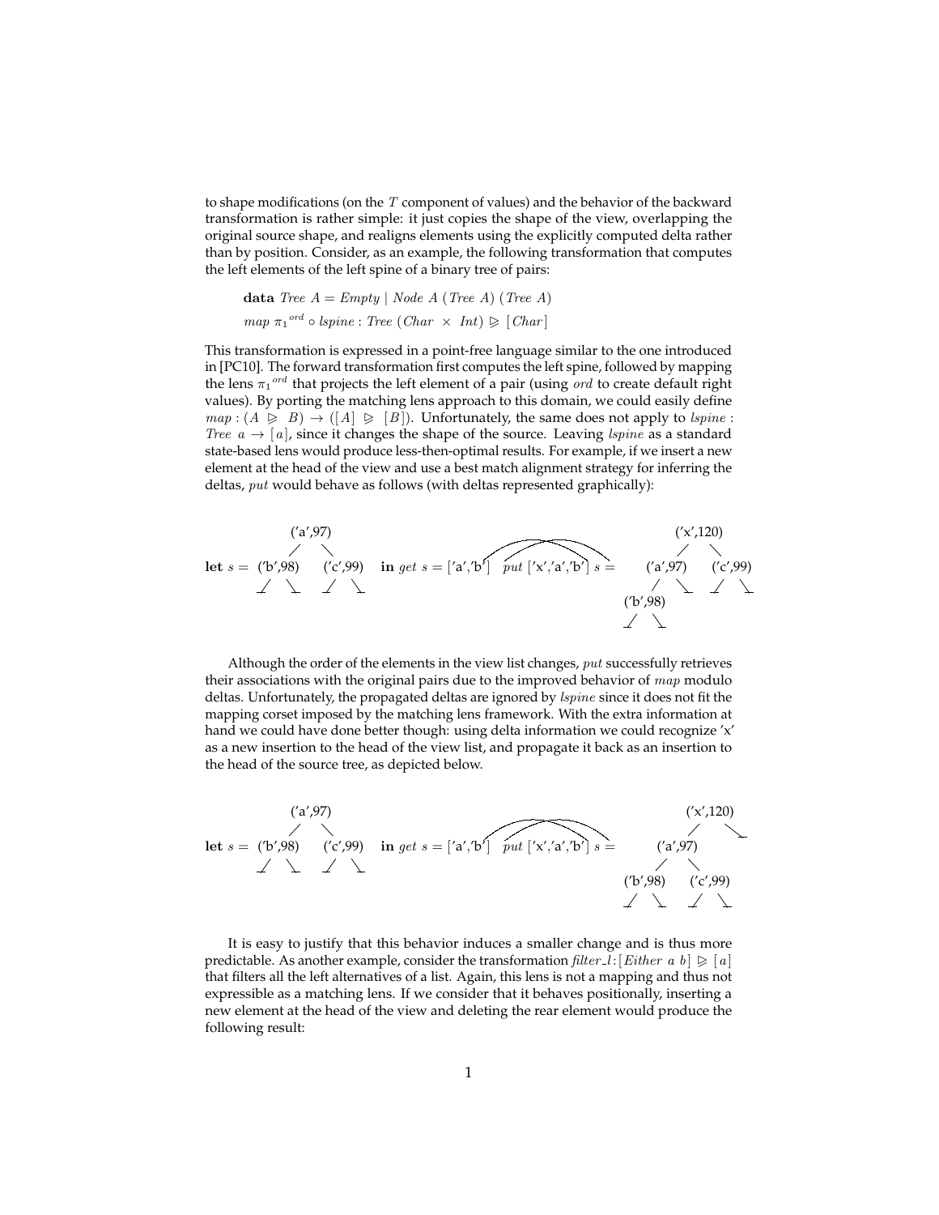to shape modifications (on the $T$ component of values) and the behavior of the backward transformation is rather simple: it just copies the shape of the view, overlapping the original source shape, and realigns elements using the explicitly computed delta rather than by position. Consider, as an example, the following transformation that computes the left elements of the left spine of a binary tree of pairs:

$$\textbf{data}\ \mathit{Tree}\ A = \mathit{Empty} \mid \mathit{Node}\ A\ (\mathit{Tree}\ A)\ (\mathit{Tree}\ A)$$

$$\mathit{map}\ {\pi_1}^{\mathit{ord}} \circ \mathit{lspine} : \mathit{Tree}\ (\mathit{Char}\ \times\ \mathit{Int}) \trianglerighteq [\mathit{Char}]$$

This transformation is expressed in a point-free language similar to the one introduced in [PC10]. The forward transformation first computes the left spine, followed by mapping the lens ${\pi_1}^{ord}$ that projects the left element of a pair (using $ord$ to create default right values). By porting the matching lens approach to this domain, we could easily define $map : (A \trianglerighteq B) \rightarrow ([A] \trianglerighteq [B])$. Unfortunately, the same does not apply to $lspine : \mathit{Tree}\ a \rightarrow [a]$, since it changes the shape of the source. Leaving $lspine$ as a standard state-based lens would produce less-then-optimal results. For example, if we insert a new element at the head of the view and use a best match alignment strategy for inferring the deltas, $put$ would behave as follows (with deltas represented graphically):

$$\textbf{let}\ s = \text{Node}\ ('a',97)\ (\text{Node}\ ('b',98)\ \_\ \_)\ (\text{Node}\ ('c',99)\ \_\ \_)\quad \textbf{in}\ get\ s = ['a','b']\quad put\ ['x','a','b']\ s = \text{Node}\ ('x',120)\ (\text{Node}\ ('a',97)\ (\text{Node}\ ('b',98)\ \_\ \_)\ \_)\ (\text{Node}\ ('c',99)\ \_\ \_)$$

Although the order of the elements in the view list changes, $put$ successfully retrieves their associations with the original pairs due to the improved behavior of $map$ modulo deltas. Unfortunately, the propagated deltas are ignored by $lspine$ since it does not fit the mapping corset imposed by the matching lens framework. With the extra information at hand we could have done better though: using delta information we could recognize 'x' as a new insertion to the head of the view list, and propagate it back as an insertion to the head of the source tree, as depicted below.

$$\textbf{let}\ s = \text{Node}\ ('a',97)\ (\text{Node}\ ('b',98)\ \_\ \_)\ (\text{Node}\ ('c',99)\ \_\ \_)\quad \textbf{in}\ get\ s = ['a','b']\quad put\ ['x','a','b']\ s = \text{Node}\ ('x',120)\ (\text{Node}\ ('a',97)\ (\text{Node}\ ('b',98)\ \_\ \_)\ (\text{Node}\ ('c',99)\ \_\ \_))\ \_$$

It is easy to justify that this behavior induces a smaller change and is thus more predictable. As another example, consider the transformation $\mathit{filter\_l} : [\mathit{Either}\ a\ b] \trianglerighteq [a]$ that filters all the left alternatives of a list. Again, this lens is not a mapping and thus not expressible as a matching lens. If we consider that it behaves positionally, inserting a new element at the head of the view and deleting the rear element would produce the following result: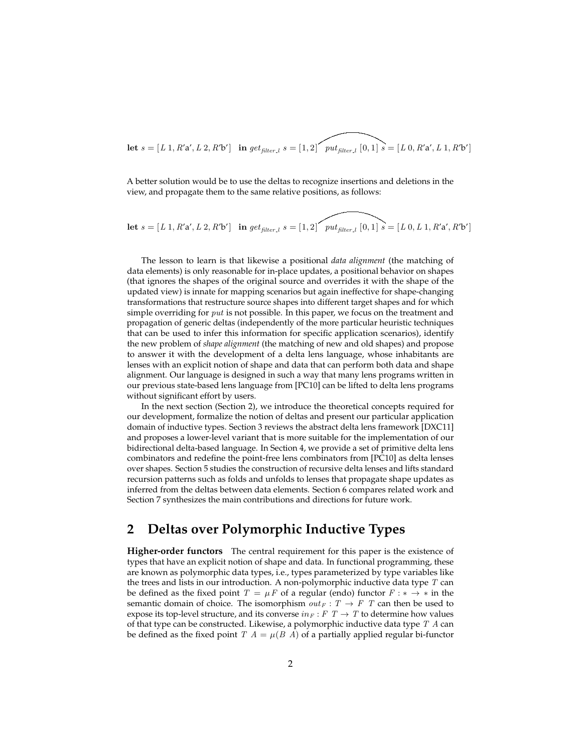$$\textbf{let } s = [L\ 1, R'\mathsf{a}', L\ 2, R'\mathsf{b}'] \quad \textbf{in } get_{filter\_l}\ s = [1,2] \quad \overbrace{put_{filter\_l}\ [0,1]\ s} = [L\ 0, R'\mathsf{a}', L\ 1, R'\mathsf{b}']$$

A better solution would be to use the deltas to recognize insertions and deletions in the view, and propagate them to the same relative positions, as follows:

$$\textbf{let } s = [L\ 1, R'\mathsf{a}', L\ 2, R'\mathsf{b}'] \quad \textbf{in } get_{filter\_l}\ s = [1,2] \quad \overbrace{put_{filter\_l}\ [0,1]\ s} = [L\ 0, L\ 1, R'\mathsf{a}', R'\mathsf{b}']$$

The lesson to learn is that likewise a positional *data alignment* (the matching of data elements) is only reasonable for in-place updates, a positional behavior on shapes (that ignores the shapes of the original source and overrides it with the shape of the updated view) is innate for mapping scenarios but again ineffective for shape-changing transformations that restructure source shapes into different target shapes and for which simple overriding for $put$ is not possible. In this paper, we focus on the treatment and propagation of generic deltas (independently of the more particular heuristic techniques that can be used to infer this information for specific application scenarios), identify the new problem of *shape alignment* (the matching of new and old shapes) and propose to answer it with the development of a delta lens language, whose inhabitants are lenses with an explicit notion of shape and data that can perform both data and shape alignment. Our language is designed in such a way that many lens programs written in our previous state-based lens language from [PC10] can be lifted to delta lens programs without significant effort by users.

In the next section (Section 2), we introduce the theoretical concepts required for our development, formalize the notion of deltas and present our particular application domain of inductive types. Section 3 reviews the abstract delta lens framework [DXC11] and proposes a lower-level variant that is more suitable for the implementation of our bidirectional delta-based language. In Section 4, we provide a set of primitive delta lens combinators and redefine the point-free lens combinators from [PC10] as delta lenses over shapes. Section 5 studies the construction of recursive delta lenses and lifts standard recursion patterns such as folds and unfolds to lenses that propagate shape updates as inferred from the deltas between data elements. Section 6 compares related work and Section 7 synthesizes the main contributions and directions for future work.

## 2 Deltas over Polymorphic Inductive Types

**Higher-order functors** The central requirement for this paper is the existence of types that have an explicit notion of shape and data. In functional programming, these are known as polymorphic data types, i.e., types parameterized by type variables like the trees and lists in our introduction. A non-polymorphic inductive data type $T$ can be defined as the fixed point $T = \mu F$ of a regular (endo) functor $F : * \rightarrow *$ in the semantic domain of choice. The isomorphism $out_F : T \rightarrow F\ T$ can then be used to expose its top-level structure, and its converse $in_F : F\ T \rightarrow T$ to determine how values of that type can be constructed. Likewise, a polymorphic inductive data type $T\ A$ can be defined as the fixed point $T\ A = \mu(B\ A)$ of a partially applied regular bi-functor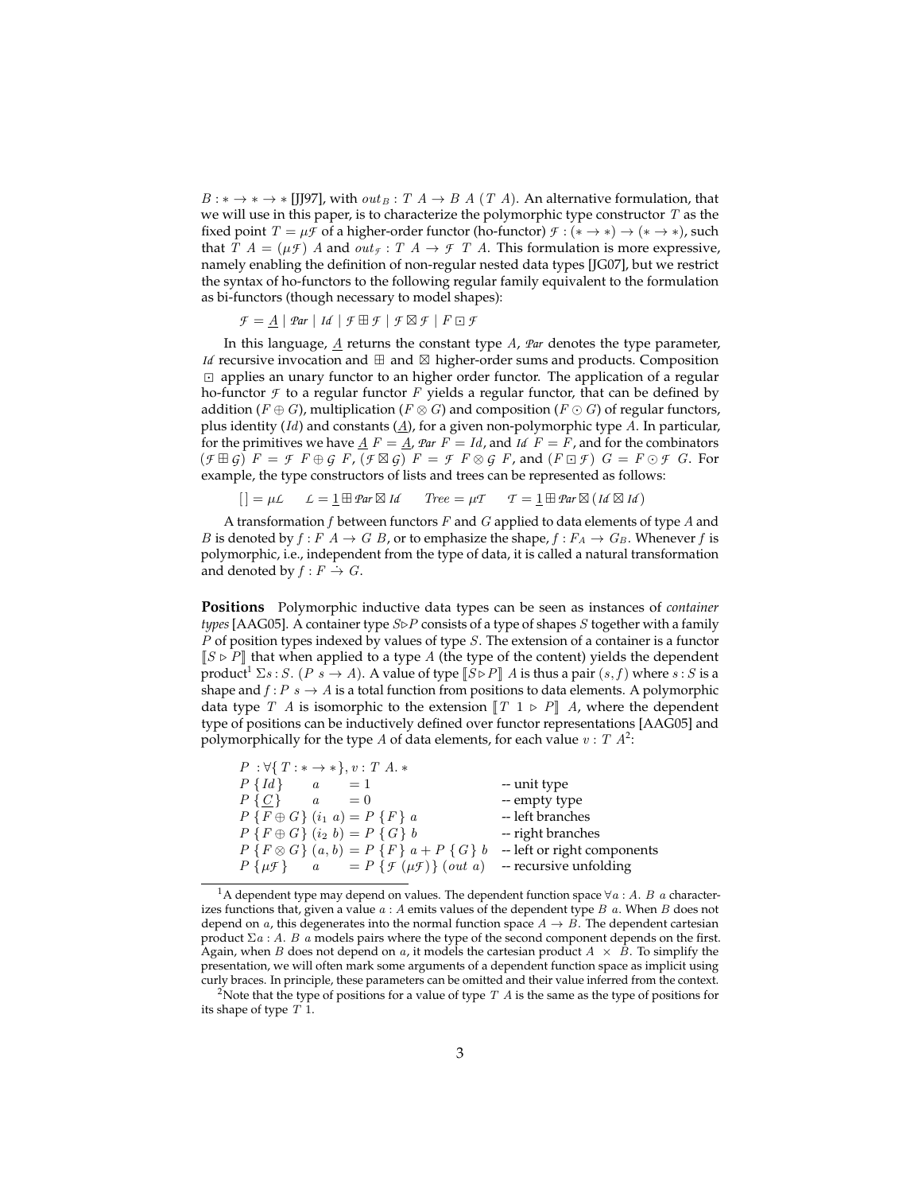$B : * \to * \to *$ [JJ97], with $out_B : T\ A \to B\ A\ (T\ A)$. An alternative formulation, that we will use in this paper, is to characterize the polymorphic type constructor $T$ as the fixed point $T = \mu\mathcal{F}$ of a higher-order functor (ho-functor) $\mathcal{F} : (* \to *) \to (* \to *)$, such that $T\ A = (\mu\mathcal{F})\ A$ and $out_{\mathcal{F}} : T\ A \to \mathcal{F}\ T\ A$. This formulation is more expressive, namely enabling the definition of non-regular nested data types [JG07], but we restrict the syntax of ho-functors to the following regular family equivalent to the formulation as bi-functors (though necessary to model shapes):

$$\mathcal{F} = \underline{A} \mid \mathcal{P}ar \mid \mathcal{I}d \mid \mathcal{F} \boxplus \mathcal{F} \mid \mathcal{F} \boxtimes \mathcal{F} \mid F \boxdot \mathcal{F}$$

In this language, $\underline{A}$ returns the constant type $A$, $\mathcal{P}ar$ denotes the type parameter, $\mathcal{I}d$ recursive invocation and $\boxplus$ and $\boxtimes$ higher-order sums and products. Composition $\boxdot$ applies an unary functor to an higher order functor. The application of a regular ho-functor $\mathcal{F}$ to a regular functor $F$ yields a regular functor, that can be defined by addition ($F \oplus G$), multiplication ($F \otimes G$) and composition ($F \odot G$) of regular functors, plus identity ($Id$) and constants ($\underline{A}$), for a given non-polymorphic type $A$. In particular, for the primitives we have $\underline{A}\ F = \underline{A}$, $\mathcal{P}ar\ F = Id$, and $\mathcal{I}d\ F = F$, and for the combinators $(\mathcal{F} \boxplus \mathcal{G})\ F = \mathcal{F}\ F \oplus \mathcal{G}\ F$, $(\mathcal{F} \boxtimes \mathcal{G})\ F = \mathcal{F}\ F \otimes \mathcal{G}\ F$, and $(F \boxdot \mathcal{F})\ G = F \odot \mathcal{F}\ G$. For example, the type constructors of lists and trees can be represented as follows:

$$[\,] = \mu\mathcal{L} \qquad \mathcal{L} = \underline{1} \boxplus \mathcal{P}ar \boxtimes \mathcal{I}d \qquad Tree = \mu\mathcal{T} \qquad \mathcal{T} = \underline{1} \boxplus \mathcal{P}ar \boxtimes (\mathcal{I}d \boxtimes \mathcal{I}d)$$

A transformation $f$ between functors $F$ and $G$ applied to data elements of type $A$ and $B$ is denoted by $f : F\ A \to G\ B$, or to emphasize the shape, $f : F_A \to G_B$. Whenever $f$ is polymorphic, i.e., independent from the type of data, it is called a natural transformation and denoted by $f : F \dot{\to} G$.

**Positions** Polymorphic inductive data types can be seen as instances of *container types* [AAG05]. A container type $S \triangleright P$ consists of a type of shapes $S$ together with a family $P$ of position types indexed by values of type $S$. The extension of a container is a functor $[\![S \triangleright P]\!]$ that when applied to a type $A$ (the type of the content) yields the dependent product[1] $\Sigma s : S.\ (P\ s \to A)$. A value of type $[\![S \triangleright P]\!]\ A$ is thus a pair $(s, f)$ where $s : S$ is a shape and $f : P\ s \to A$ is a total function from positions to data elements. A polymorphic data type $T\ A$ is isomorphic to the extension $[\![T\ 1 \triangleright P]\!]\ A$, where the dependent type of positions can be inductively defined over functor representations [AAG05] and polymorphically for the type $A$ of data elements, for each value $v : T\ A$[2]:

$$
\begin{array}{lll}
P\ : \forall \{ T : * \to * \}, v : T\ A. * & & \\
P\ \{Id\} \quad\ a & = 1 & \text{-- unit type} \\
P\ \{\underline{C}\} \quad\ a & = 0 & \text{-- empty type} \\
P\ \{F \oplus G\}\ (i_1\ a) & = P\ \{F\}\ a & \text{-- left branches} \\
P\ \{F \oplus G\}\ (i_2\ b) & = P\ \{G\}\ b & \text{-- right branches} \\
P\ \{F \otimes G\}\ (a, b) & = P\ \{F\}\ a + P\ \{G\}\ b & \text{-- left or right components} \\
P\ \{\mu\mathcal{F}\} \quad\ a & = P\ \{\mathcal{F}\ (\mu\mathcal{F})\}\ (out\ a) & \text{-- recursive unfolding}
\end{array}
$$

---

[1] A dependent type may depend on values. The dependent function space $\forall a : A.\ B\ a$ characterizes functions that, given a value $a : A$ emits values of the dependent type $B\ a$. When $B$ does not depend on $a$, this degenerates into the normal function space $A \to B$. The dependent cartesian product $\Sigma a : A.\ B\ a$ models pairs where the type of the second component depends on the first. Again, when $B$ does not depend on $a$, it models the cartesian product $A \times B$. To simplify the presentation, we will often mark some arguments of a dependent function space as implicit using curly braces. In principle, these parameters can be omitted and their value inferred from the context.

[2] Note that the type of positions for a value of type $T\ A$ is the same as the type of positions for its shape of type $T\ 1$.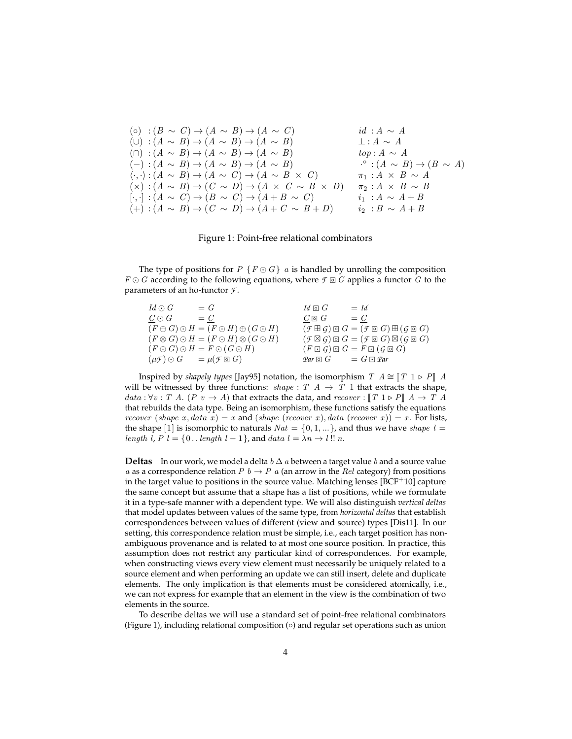$$
\begin{array}{ll}
(\circ)\ : (B \sim C) \to (A \sim B) \to (A \sim C) & id\ : A \sim A \\
(\cup)\ : (A \sim B) \to (A \sim B) \to (A \sim B) & \bot : A \sim A \\
(\cap)\ : (A \sim B) \to (A \sim B) \to (A \sim B) & top : A \sim A \\
(-)\ : (A \sim B) \to (A \sim B) \to (A \sim B) & \cdot^{\circ} : (A \sim B) \to (B \sim A) \\
\langle \cdot,\cdot \rangle : (A \sim B) \to (A \sim C) \to (A \sim B \times C) & \pi_1 : A \times B \sim A \\
(\times) : (A \sim B) \to (C \sim D) \to (A \times C \sim B \times D) & \pi_2 : A \times B \sim B \\
[\cdot,\cdot] : (A \sim C) \to (B \sim C) \to (A + B \sim C) & i_1\ : A \sim A + B \\
(+) : (A \sim B) \to (C \sim D) \to (A + C \sim B + D) & i_2\ : B \sim A + B
\end{array}
$$

Figure 1: Point-free relational combinators

The type of positions for $P\ \{F \odot G\}\ a$ is handled by unrolling the composition $F \odot G$ according to the following equations, where $\mathcal{F} \circledcirc G$ applies a functor $G$ to the parameters of an ho-functor $\mathcal{F}$.

$$
\begin{array}{llll}
Id \odot G & = G & \mathcal{I}d \circledcirc G & = \mathcal{I}d \\
\underline{C} \odot G & = \underline{C} & \underline{C} \circledcirc G & = \underline{C} \\
(F \oplus G) \odot H & = (F \odot H) \oplus (G \odot H) & (\mathcal{F} \boxplus \mathcal{G}) \circledcirc G & = (\mathcal{F} \circledcirc G) \boxplus (\mathcal{G} \circledcirc G) \\
(F \otimes G) \odot H & = (F \odot H) \otimes (G \odot H) & (\mathcal{F} \boxtimes \mathcal{G}) \circledcirc G & = (\mathcal{F} \circledcirc G) \boxtimes (\mathcal{G} \circledcirc G) \\
(F \odot G) \odot H & = F \odot (G \odot H) & (F \boxdot \mathcal{G}) \circledcirc G & = F \boxdot (\mathcal{G} \circledcirc G) \\
(\mu \mathcal{F}) \odot G & = \mu(\mathcal{F} \circledcirc G) & \mathcal{P}ar \circledcirc G & = G \boxdot \mathcal{P}ar
\end{array}
$$

Inspired by *shapely types* [Jay95] notation, the isomorphism $T\ A \cong [\![T\ 1 \triangleright P]\!]\ A$ will be witnessed by three functions: $shape : T\ A \to T\ 1$ that extracts the shape, $data : \forall v : T\ A.\ (P\ v \to A)$ that extracts the data, and $recover : [\![T\ 1 \triangleright P]\!]\ A \to T\ A$ that rebuilds the data type. Being an isomorphism, these functions satisfy the equations $recover\ (shape\ x, data\ x) = x$ and $(shape\ (recover\ x), data\ (recover\ x)) = x$. For lists, the shape $[1]$ is isomorphic to naturals $Nat = \{0, 1, ...\}$, and thus we have $shape\ l = length\ l$, $P\ l = \{0 \mathinner{..} length\ l - 1\}$, and $data\ l = \lambda n \to l\ !!\ n$.

**Deltas** In our work, we model a delta $b\ \Delta\ a$ between a target value $b$ and a source value $a$ as a correspondence relation $P\ b \to P\ a$ (an arrow in the $Rel$ category) from positions in the target value to positions in the source value. Matching lenses [BCF+10] capture the same concept but assume that a shape has a list of positions, while we formulate it in a type-safe manner with a dependent type. We will also distinguish *vertical deltas* that model updates between values of the same type, from *horizontal deltas* that establish correspondences between values of different (view and source) types [Dis11]. In our setting, this correspondence relation must be simple, i.e., each target position has non-ambiguous provenance and is related to at most one source position. In practice, this assumption does not restrict any particular kind of correspondences. For example, when constructing views every view element must necessarily be uniquely related to a source element and when performing an update we can still insert, delete and duplicate elements. The only implication is that elements must be considered atomically, i.e., we can not express for example that an element in the view is the combination of two elements in the source.

To describe deltas we will use a standard set of point-free relational combinators (Figure 1), including relational composition ($\circ$) and regular set operations such as union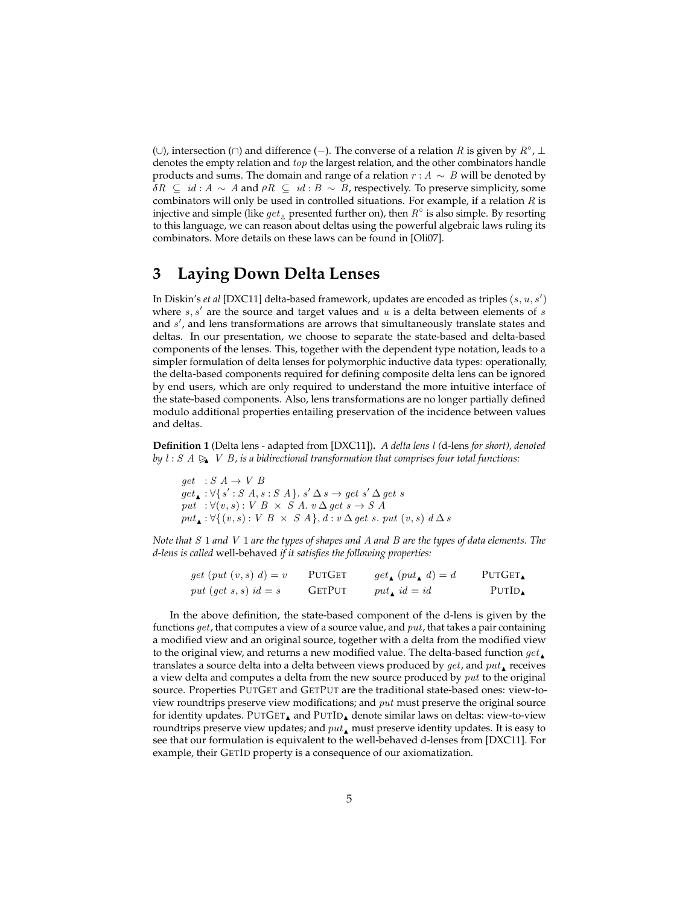(∪), intersection (∩) and difference (−). The converse of a relation $R$ is given by $R^\circ$, $\bot$ denotes the empty relation and $top$ the largest relation, and the other combinators handle products and sums. The domain and range of a relation $r : A \sim B$ will be denoted by $\delta R \subseteq id : A \sim A$ and $\rho R \subseteq id : B \sim B$, respectively. To preserve simplicity, some combinators will only be used in controlled situations. For example, if a relation $R$ is injective and simple (like $get_\vartriangle$ presented further on), then $R^\circ$ is also simple. By resorting to this language, we can reason about deltas using the powerful algebraic laws ruling its combinators. More details on these laws can be found in [Oli07].

## 3 Laying Down Delta Lenses

In Diskin's *et al* [DXC11] delta-based framework, updates are encoded as triples $(s, u, s')$ where $s, s'$ are the source and target values and $u$ is a delta between elements of $s$ and $s'$, and lens transformations are arrows that simultaneously translate states and deltas. In our presentation, we choose to separate the state-based and delta-based components of the lenses. This, together with the dependent type notation, leads to a simpler formulation of delta lenses for polymorphic inductive data types: operationally, the delta-based components required for defining composite delta lens can be ignored by end users, which are only required to understand the more intuitive interface of the state-based components. Also, lens transformations are no longer partially defined modulo additional properties entailing preservation of the incidence between values and deltas.

**Definition 1** (Delta lens - adapted from [DXC11])**.** *A delta lens $l$ (*d-lens *for short), denoted by $l : S\ A \trianglerighteq_\blacktriangle V\ B$, is a bidirectional transformation that comprises four total functions:*

$$
\begin{aligned}
&get\ \ : S\ A \to V\ B\\
&get_\blacktriangle : \forall\{s' : S\ A, s : S\ A\}.\ s'\,\Delta\, s \to get\ s'\,\Delta\, get\ s\\
&put\ \ : \forall(v, s) : V\ B\ \times\ S\ A.\ v\,\Delta\, get\ s \to S\ A\\
&put_\blacktriangle : \forall\{(v, s) : V\ B\ \times\ S\ A\}, d : v\,\Delta\, get\ s.\ put\ (v, s)\ d\,\Delta\, s
\end{aligned}
$$

*Note that $S\ 1$ and $V\ 1$ are the types of shapes and $A$ and $B$ are the types of data elements. The d-lens is called* well-behaved *if it satisfies the following properties:*

$$
\begin{array}{llll}
get\ (put\ (v, s)\ d) = v & \textsc{PutGet} & get_\blacktriangle\ (put_\blacktriangle\ d) = d & \textsc{PutGet}_\blacktriangle\\
put\ (get\ s, s)\ id = s & \textsc{GetPut} & put_\blacktriangle\ id = id & \textsc{PutId}_\blacktriangle
\end{array}
$$

In the above definition, the state-based component of the d-lens is given by the functions $get$, that computes a view of a source value, and $put$, that takes a pair containing a modified view and an original source, together with a delta from the modified view to the original view, and returns a new modified value. The delta-based function $get_\blacktriangle$ translates a source delta into a delta between views produced by $get$, and $put_\blacktriangle$ receives a view delta and computes a delta from the new source produced by $put$ to the original source. Properties PutGet and GetPut are the traditional state-based ones: view-to-view roundtrips preserve view modifications; and $put$ must preserve the original source for identity updates. PutGet$_\blacktriangle$ and PutId$_\blacktriangle$ denote similar laws on deltas: view-to-view roundtrips preserve view updates; and $put_\blacktriangle$ must preserve identity updates. It is easy to see that our formulation is equivalent to the well-behaved d-lenses from [DXC11]. For example, their GetId property is a consequence of our axiomatization.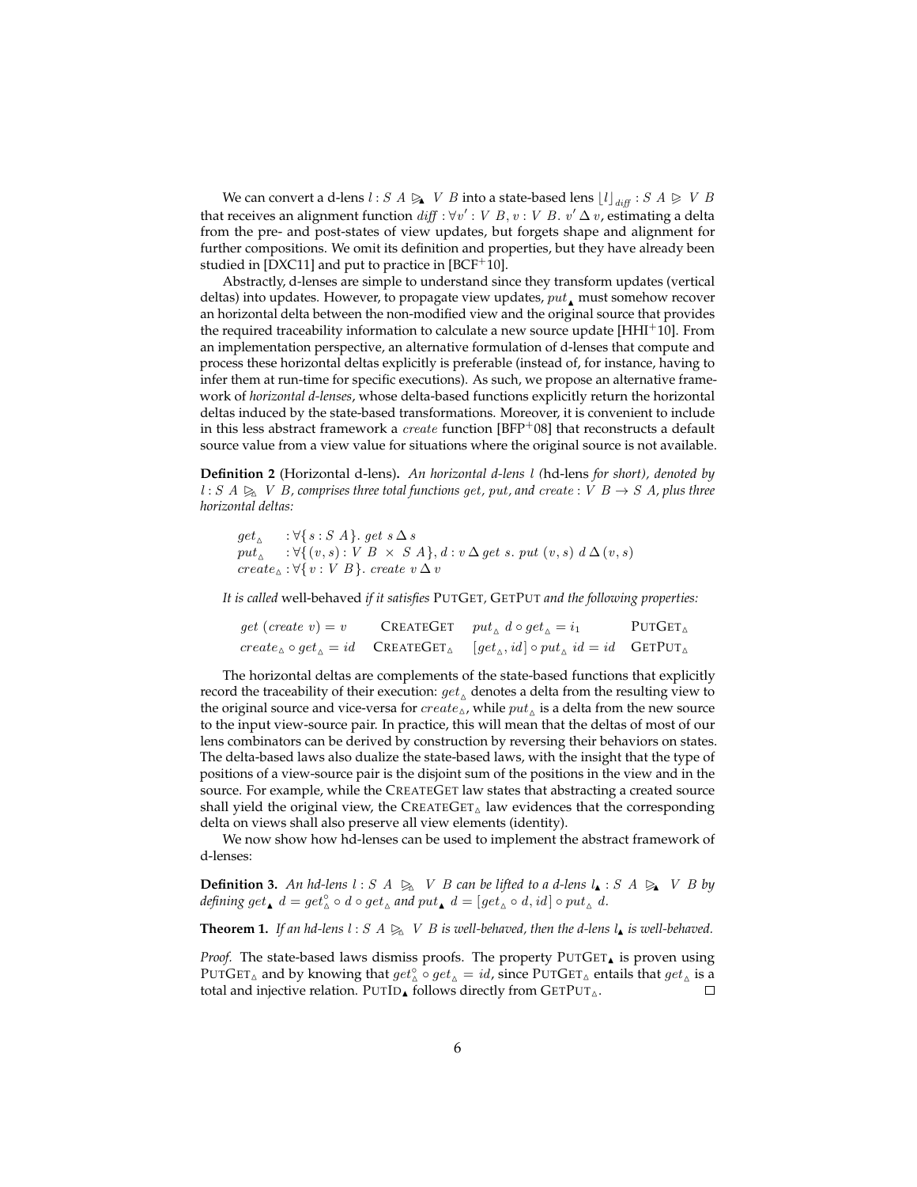We can convert a d-lens $l : S\ A \trianglerighteq_{\blacktriangle} V\ B$ into a state-based lens $\lfloor l \rfloor_{diff} : S\ A \trianglerighteq V\ B$ that receives an alignment function $diff : \forall v' : V\ B, v : V\ B.\ v' \Delta\, v$, estimating a delta from the pre- and post-states of view updates, but forgets shape and alignment for further compositions. We omit its definition and properties, but they have already been studied in [DXC11] and put to practice in [BCF+10].

Abstractly, d-lenses are simple to understand since they transform updates (vertical deltas) into updates. However, to propagate view updates, $put_{\blacktriangle}$ must somehow recover an horizontal delta between the non-modified view and the original source that provides the required traceability information to calculate a new source update [HHI+10]. From an implementation perspective, an alternative formulation of d-lenses that compute and process these horizontal deltas explicitly is preferable (instead of, for instance, having to infer them at run-time for specific executions). As such, we propose an alternative framework of *horizontal d-lenses*, whose delta-based functions explicitly return the horizontal deltas induced by the state-based transformations. Moreover, it is convenient to include in this less abstract framework a $create$ function [BFP+08] that reconstructs a default source value from a view value for situations where the original source is not available.

**Definition 2** (Horizontal d-lens)**.** *An horizontal d-lens $l$ (*hd-lens *for short), denoted by $l : S\ A \trianglerighteq_{\triangle} V\ B$, comprises three total functions $get$, $put$, and $create : V\ B \to S\ A$, plus three horizontal deltas:*

$$
\begin{array}{ll}
get_{\triangle} & : \forall \{ s : S\ A \}.\ get\ s\, \Delta\, s \\
put_{\triangle} & : \forall \{ (v,s) : V\ B\ \times\ S\ A \}, d : v\, \Delta\, get\ s.\ put\ (v,s)\ d\, \Delta\, (v,s) \\
create_{\triangle} & : \forall \{ v : V\ B \}.\ create\ v\, \Delta\, v
\end{array}
$$

*It is called* well-behaved *if it satisfies* PUTGET, GETPUT *and the following properties:*

$$
\begin{array}{llll}
get\ (create\ v) = v & \text{CREATEGET} & put_{\triangle}\ d \circ get_{\triangle} = i_1 & \text{PUTGET}_{\triangle} \\
create_{\triangle} \circ get_{\triangle} = id & \text{CREATEGET}_{\triangle} & [get_{\triangle}, id] \circ put_{\triangle}\ id = id & \text{GETPUT}_{\triangle}
\end{array}
$$

The horizontal deltas are complements of the state-based functions that explicitly record the traceability of their execution: $get_{\triangle}$ denotes a delta from the resulting view to the original source and vice-versa for $create_{\triangle}$, while $put_{\triangle}$ is a delta from the new source to the input view-source pair. In practice, this will mean that the deltas of most of our lens combinators can be derived by construction by reversing their behaviors on states. The delta-based laws also dualize the state-based laws, with the insight that the type of positions of a view-source pair is the disjoint sum of the positions in the view and in the source. For example, while the CREATEGET law states that abstracting a created source shall yield the original view, the CREATEGET$_{\triangle}$ law evidences that the corresponding delta on views shall also preserve all view elements (identity).

We now show how hd-lenses can be used to implement the abstract framework of d-lenses:

**Definition 3.** *An hd-lens $l : S\ A \trianglerighteq_{\triangle} V\ B$ can be lifted to a d-lens $l_{\blacktriangle} : S\ A \trianglerighteq_{\blacktriangle} V\ B$ by defining $get_{\blacktriangle}\ d = get_{\triangle}^{\circ} \circ d \circ get_{\triangle}$ and $put_{\blacktriangle}\ d = [get_{\triangle} \circ d, id] \circ put_{\triangle}\ d$.*

**Theorem 1.** *If an hd-lens $l : S\ A \trianglerighteq_{\triangle} V\ B$ is well-behaved, then the d-lens $l_{\blacktriangle}$ is well-behaved.*

*Proof.* The state-based laws dismiss proofs. The property PUTGET$_{\blacktriangle}$ is proven using PUTGET$_{\triangle}$ and by knowing that $get_{\triangle}^{\circ} \circ get_{\triangle} = id$, since PUTGET$_{\triangle}$ entails that $get_{\triangle}$ is a total and injective relation. PUTID$_{\blacktriangle}$ follows directly from GETPUT$_{\triangle}$. □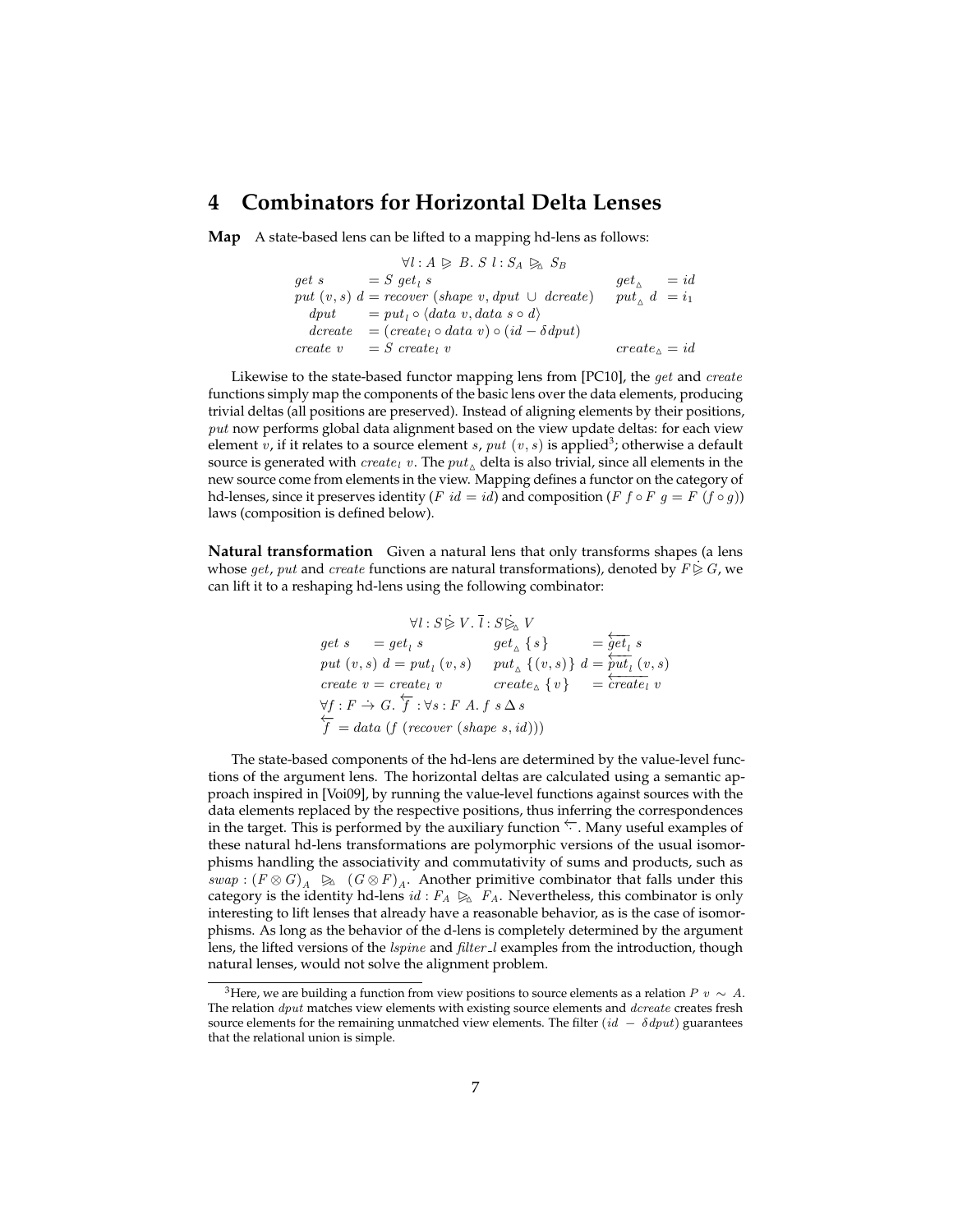## 4 Combinators for Horizontal Delta Lenses

**Map** A state-based lens can be lifted to a mapping hd-lens as follows:

$$
\begin{array}{lll}
\multicolumn{3}{c}{\forall l : A \trianglerighteq B.\ S\ l : S_A \trianglerighteq_\vartriangle S_B} \\
get\ s & = S\ get_l\ s & get_\vartriangle \ = id \\
put\ (v, s)\ d & = recover\ (shape\ v, dput\ \cup\ dcreate) & put_\vartriangle\ d\ = i_1 \\
\quad dput & = put_l \circ \langle data\ v, data\ s \circ d \rangle & \\
\quad dcreate & = (create_l \circ data\ v) \circ (id - \delta\, dput) & \\
create\ v & = S\ create_l\ v & create_\vartriangle = id
\end{array}
$$

Likewise to the state-based functor mapping lens from [PC10], the $get$ and $create$ functions simply map the components of the basic lens over the data elements, producing trivial deltas (all positions are preserved). Instead of aligning elements by their positions, $put$ now performs global data alignment based on the view update deltas: for each view element $v$, if it relates to a source element $s$, $put\ (v, s)$ is applied[3]; otherwise a default source is generated with $create_l\ v$. The $put_\vartriangle$ delta is also trivial, since all elements in the new source come from elements in the view. Mapping defines a functor on the category of hd-lenses, since it preserves identity ($F\ id = id$) and composition ($F\ f \circ F\ g = F\ (f \circ g)$) laws (composition is defined below).

**Natural transformation** Given a natural lens that only transforms shapes (a lens whose $get$, $put$ and $create$ functions are natural transformations), denoted by $F \dot{\trianglerighteq} G$, we can lift it to a reshaping hd-lens using the following combinator:

$$
\begin{array}{llll}
\multicolumn{4}{c}{\forall l : S \dot{\trianglerighteq} V.\ \overline{l} : S \dot{\trianglerighteq}_\vartriangle V} \\
get\ s & = get_l\ s & get_\vartriangle\ \{s\} & = \overleftarrow{get_l}\ s \\
put\ (v, s)\ d = put_l\ (v, s) & & put_\vartriangle\ \{(v, s)\}\ d & = \overleftarrow{put_l}\ (v, s) \\
create\ v = create_l\ v & & create_\vartriangle\ \{v\} & = \overleftarrow{create_l}\ v \\
\multicolumn{4}{l}{\forall f : F \dot{\to} G.\ \overleftarrow{f} : \forall s : F\ A.\ f\ s\ \Delta\ s} \\
\multicolumn{4}{l}{\overleftarrow{f} = data\ (f\ (recover\ (shape\ s, id)))}
\end{array}
$$

The state-based components of the hd-lens are determined by the value-level functions of the argument lens. The horizontal deltas are calculated using a semantic approach inspired in [Voi09], by running the value-level functions against sources with the data elements replaced by the respective positions, thus inferring the correspondences in the target. This is performed by the auxiliary function $\overleftarrow{\cdot}$. Many useful examples of these natural hd-lens transformations are polymorphic versions of the usual isomorphisms handling the associativity and commutativity of sums and products, such as $swap : (F \otimes G)_A \trianglerighteq_\vartriangle (G \otimes F)_A$. Another primitive combinator that falls under this category is the identity hd-lens $id : F_A \trianglerighteq_\vartriangle F_A$. Nevertheless, this combinator is only interesting to lift lenses that already have a reasonable behavior, as is the case of isomorphisms. As long as the behavior of the d-lens is completely determined by the argument lens, the lifted versions of the $lspine$ and $filter\_l$ examples from the introduction, though natural lenses, would not solve the alignment problem.

[3] Here, we are building a function from view positions to source elements as a relation $P\ v \sim A$. The relation $dput$ matches view elements with existing source elements and $dcreate$ creates fresh source elements for the remaining unmatched view elements. The filter $(id\ -\ \delta\, dput)$ guarantees that the relational union is simple.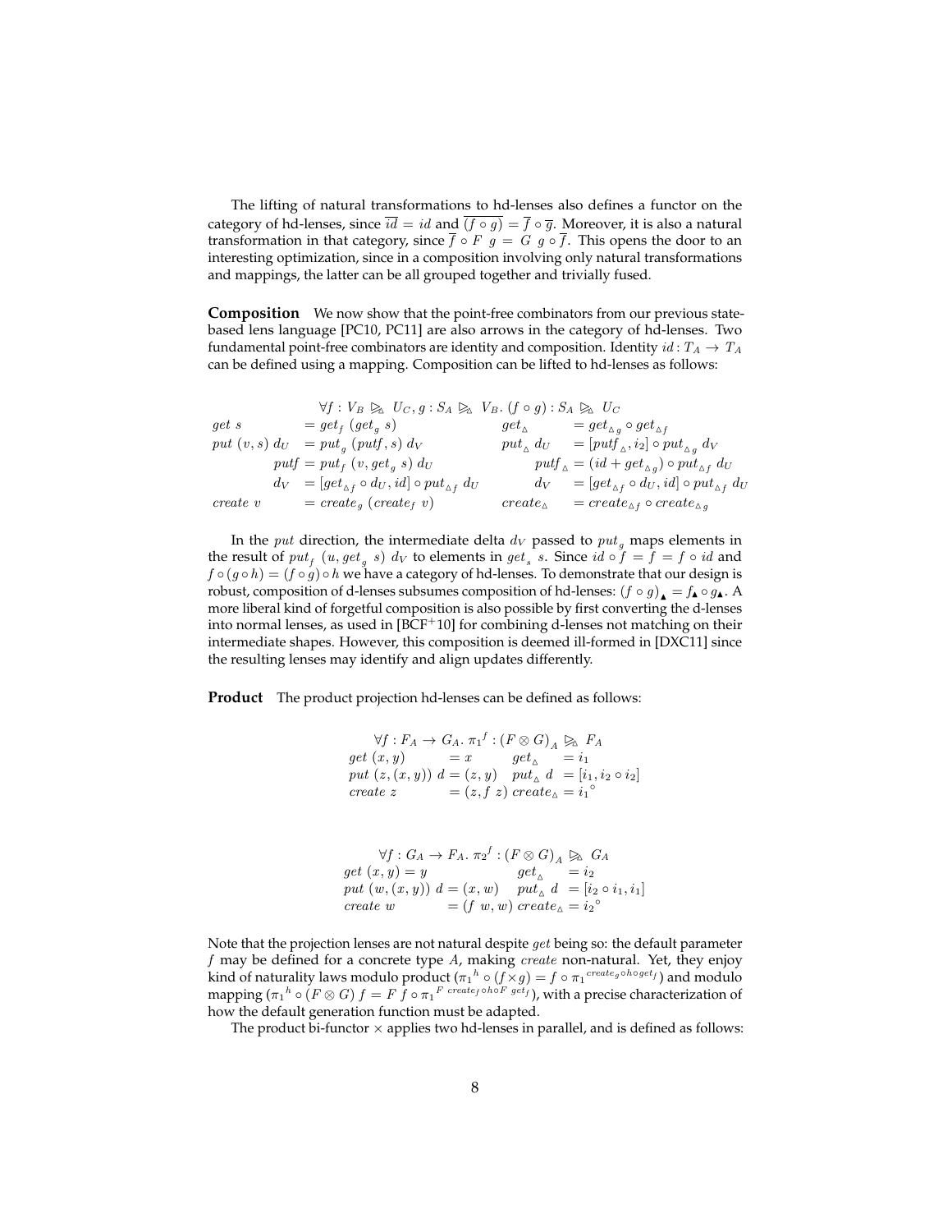The lifting of natural transformations to hd-lenses also defines a functor on the category of hd-lenses, since $\overline{id} = id$ and $\overline{(f \circ g)} = \overline{f} \circ \overline{g}$. Moreover, it is also a natural transformation in that category, since $\overline{f} \circ F\ g = G\ g \circ \overline{f}$. This opens the door to an interesting optimization, since in a composition involving only natural transformations and mappings, the latter can be all grouped together and trivially fused.

**Composition** We now show that the point-free combinators from our previous state-based lens language [PC10, PC11] are also arrows in the category of hd-lenses. Two fundamental point-free combinators are identity and composition. Identity $id : T_A \rightarrow T_A$ can be defined using a mapping. Composition can be lifted to hd-lenses as follows:

$$
\begin{array}{llll}
\multicolumn{4}{c}{\forall f : V_B \trianglerighteq_{\triangle} U_C, g : S_A \trianglerighteq_{\triangle} V_B.\ (f \circ g) : S_A \trianglerighteq_{\triangle} U_C} \\
get\ s & = get_f\ (get_g\ s) & get_{\triangle} & = get_{\triangle g} \circ get_{\triangle f} \\
put\ (v, s)\ d_U & = put_g\ (putf, s)\ d_V & put_{\triangle}\ d_U & = [putf_{\triangle}, i_2] \circ put_{\triangle g}\ d_V \\
\quad putf & = put_f\ (v, get_g\ s)\ d_U & \quad putf_{\triangle} & = (id + get_{\triangle g}) \circ put_{\triangle f}\ d_U \\
\quad d_V & = [get_{\triangle f} \circ d_U, id] \circ put_{\triangle f}\ d_U & \quad d_V & = [get_{\triangle f} \circ d_U, id] \circ put_{\triangle f}\ d_U \\
create\ v & = create_g\ (create_f\ v) & create_{\triangle} & = create_{\triangle f} \circ create_{\triangle g}
\end{array}
$$

In the *put* direction, the intermediate delta $d_V$ passed to $put_g$ maps elements in the result of $put_f\ (u, get_g\ s)\ d_V$ to elements in $get_s\ s$. Since $id \circ f = f = f \circ id$ and $f \circ (g \circ h) = (f \circ g) \circ h$ we have a category of hd-lenses. To demonstrate that our design is robust, composition of d-lenses subsumes composition of hd-lenses: $(f \circ g)_{\blacktriangle} = f_{\blacktriangle} \circ g_{\blacktriangle}$. A more liberal kind of forgetful composition is also possible by first converting the d-lenses into normal lenses, as used in [BCF+10] for combining d-lenses not matching on their intermediate shapes. However, this composition is deemed ill-formed in [DXC11] since the resulting lenses may identify and align updates differently.

**Product** The product projection hd-lenses can be defined as follows:

$$
\begin{array}{llll}
\multicolumn{4}{c}{\forall f : F_A \rightarrow G_A.\ {\pi_1}^f : (F \otimes G)_A \trianglerighteq_{\triangle} F_A} \\
get\ (x, y) & = x & get_{\triangle} & = i_1 \\
put\ (z, (x, y))\ d & = (z, y) & put_{\triangle}\ d & = [i_1, i_2 \circ i_2] \\
create\ z & = (z, f\ z) & create_{\triangle} & = {i_1}^{\circ}
\end{array}
$$

$$
\begin{array}{llll}
\multicolumn{4}{c}{\forall f : G_A \rightarrow F_A.\ {\pi_2}^f : (F \otimes G)_A \trianglerighteq_{\triangle} G_A} \\
get\ (x, y) = y & & get_{\triangle} & = i_2 \\
put\ (w, (x, y))\ d & = (x, w) & put_{\triangle}\ d & = [i_2 \circ i_1, i_1] \\
create\ w & = (f\ w, w) & create_{\triangle} & = {i_2}^{\circ}
\end{array}
$$

Note that the projection lenses are not natural despite *get* being so: the default parameter $f$ may be defined for a concrete type $A$, making *create* non-natural. Yet, they enjoy kind of naturality laws modulo product (${\pi_1}^h \circ (f \times g) = f \circ {\pi_1}^{create_g \circ h \circ get_f}$) and modulo mapping (${\pi_1}^h \circ (F \otimes G)\ f = F\ f \circ {\pi_1}^{F\ create_f \circ h \circ F\ get_f}$), with a precise characterization of how the default generation function must be adapted.

The product bi-functor $\times$ applies two hd-lenses in parallel, and is defined as follows: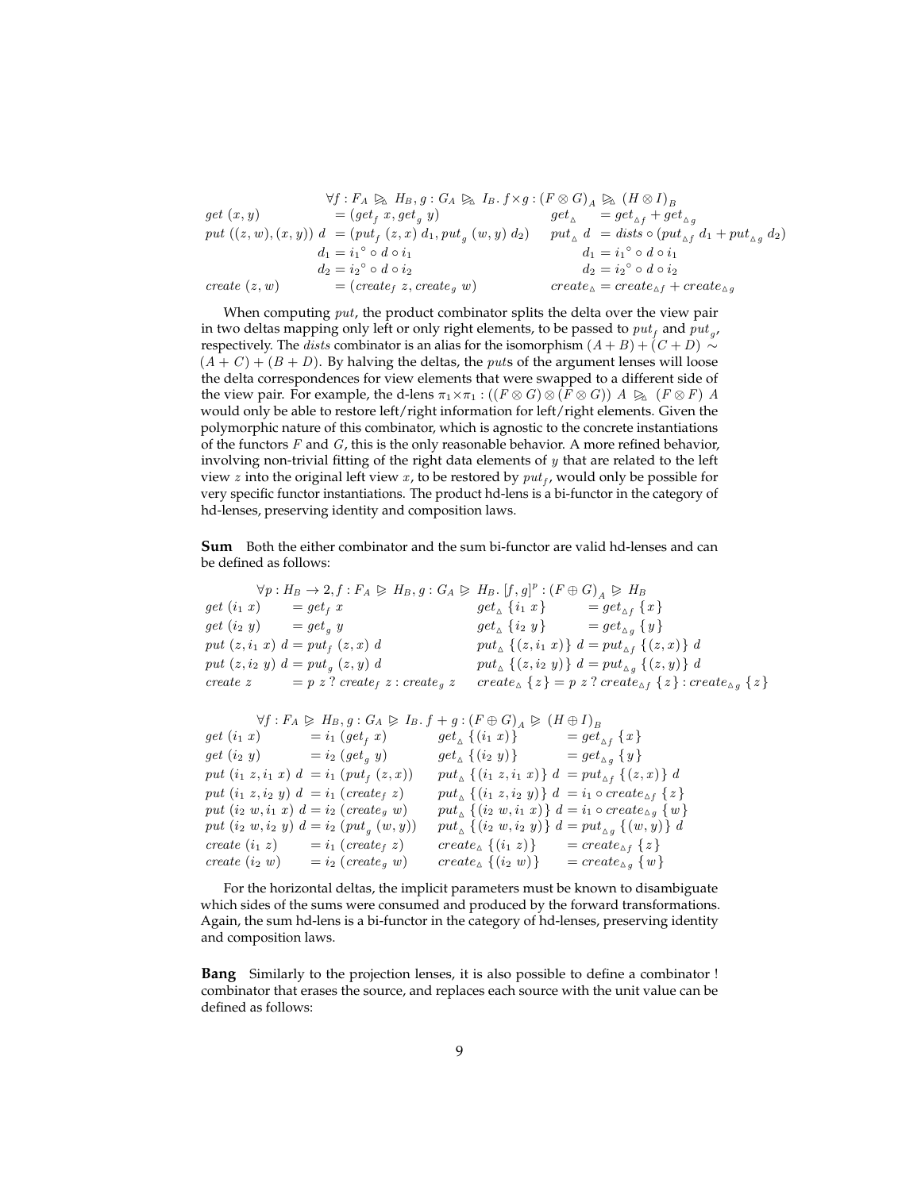$$\forall f : F_A \trianglerighteq_{\vartriangle} H_B, g : G_A \trianglerighteq_{\vartriangle} I_B.\ f \times g : (F \otimes G)_A \trianglerighteq_{\vartriangle} (H \otimes I)_B$$

$$\begin{array}{llll}
get\ (x,y) & = (get_f\ x, get_g\ y) & get_{\vartriangle} & = get_{\vartriangle f} + get_{\vartriangle g} \\
put\ ((z,w),(x,y))\ d & = (put_f\ (z,x)\ d_1, put_g\ (w,y)\ d_2) & put_{\vartriangle}\ d & = dists \circ (put_{\vartriangle f}\ d_1 + put_{\vartriangle g}\ d_2) \\
 & d_1 = {i_1}^{\circ} \circ d \circ i_1 & & d_1 = {i_1}^{\circ} \circ d \circ i_1 \\
 & d_2 = {i_2}^{\circ} \circ d \circ i_2 & & d_2 = {i_2}^{\circ} \circ d \circ i_2 \\
create\ (z,w) & = (create_f\ z, create_g\ w) & create_{\vartriangle} & = create_{\vartriangle f} + create_{\vartriangle g}
\end{array}$$

When computing $put$, the product combinator splits the delta over the view pair in two deltas mapping only left or only right elements, to be passed to $put_f$ and $put_g$, respectively. The $dists$ combinator is an alias for the isomorphism $(A + B) + (C + D) \sim (A + C) + (B + D)$. By halving the deltas, the $put$s of the argument lenses will loose the delta correspondences for view elements that were swapped to a different side of the view pair. For example, the d-lens $\pi_1 \times \pi_1 : ((F \otimes G) \otimes (F \otimes G))\ A \trianglerighteq_{\vartriangle} (F \otimes F)\ A$ would only be able to restore left/right information for left/right elements. Given the polymorphic nature of this combinator, which is agnostic to the concrete instantiations of the functors $F$ and $G$, this is the only reasonable behavior. A more refined behavior, involving non-trivial fitting of the right data elements of $y$ that are related to the left view $z$ into the original left view $x$, to be restored by $put_f$, would only be possible for very specific functor instantiations. The product hd-lens is a bi-functor in the category of hd-lenses, preserving identity and composition laws.

**Sum** Both the either combinator and the sum bi-functor are valid hd-lenses and can be defined as follows:

$$\forall p : H_B \to 2, f : F_A \trianglerighteq H_B, g : G_A \trianglerighteq H_B.\ [f,g]^p : (F \oplus G)_A \trianglerighteq H_B$$

$$\begin{array}{llll}
get\ (i_1\ x) & = get_f\ x & get_{\vartriangle}\ \{i_1\ x\} & = get_{\vartriangle f}\ \{x\} \\
get\ (i_2\ y) & = get_g\ y & get_{\vartriangle}\ \{i_2\ y\} & = get_{\vartriangle g}\ \{y\} \\
put\ (z, i_1\ x)\ d & = put_f\ (z,x)\ d & put_{\vartriangle}\ \{(z, i_1\ x)\}\ d & = put_{\vartriangle f}\ \{(z,x)\}\ d \\
put\ (z, i_2\ y)\ d & = put_g\ (z,y)\ d & put_{\vartriangle}\ \{(z, i_2\ y)\}\ d & = put_{\vartriangle g}\ \{(z,y)\}\ d \\
create\ z & = p\ z\ ?\ create_f\ z : create_g\ z & create_{\vartriangle}\ \{z\} & = p\ z\ ?\ create_{\vartriangle f}\ \{z\} : create_{\vartriangle g}\ \{z\}
\end{array}$$

$$\forall f : F_A \trianglerighteq H_B, g : G_A \trianglerighteq I_B.\ f + g : (F \oplus G)_A \trianglerighteq (H \oplus I)_B$$

$$\begin{array}{llll}
get\ (i_1\ x) & = i_1\ (get_f\ x) & get_{\vartriangle}\ \{(i_1\ x)\} & = get_{\vartriangle f}\ \{x\} \\
get\ (i_2\ y) & = i_2\ (get_g\ y) & get_{\vartriangle}\ \{(i_2\ y)\} & = get_{\vartriangle g}\ \{y\} \\
put\ (i_1\ z, i_1\ x)\ d & = i_1\ (put_f\ (z,x)) & put_{\vartriangle}\ \{(i_1\ z, i_1\ x)\}\ d & = put_{\vartriangle f}\ \{(z,x)\}\ d \\
put\ (i_1\ z, i_2\ y)\ d & = i_1\ (create_f\ z) & put_{\vartriangle}\ \{(i_1\ z, i_2\ y)\}\ d & = i_1 \circ create_{\vartriangle f}\ \{z\} \\
put\ (i_2\ w, i_1\ x)\ d & = i_2\ (create_g\ w) & put_{\vartriangle}\ \{(i_2\ w, i_1\ x)\}\ d & = i_1 \circ create_{\vartriangle g}\ \{w\} \\
put\ (i_2\ w, i_2\ y)\ d & = i_2\ (put_g\ (w,y)) & put_{\vartriangle}\ \{(i_2\ w, i_2\ y)\}\ d & = put_{\vartriangle g}\ \{(w,y)\}\ d \\
create\ (i_1\ z) & = i_1\ (create_f\ z) & create_{\vartriangle}\ \{(i_1\ z)\} & = create_{\vartriangle f}\ \{z\} \\
create\ (i_2\ w) & = i_2\ (create_g\ w) & create_{\vartriangle}\ \{(i_2\ w)\} & = create_{\vartriangle g}\ \{w\}
\end{array}$$

For the horizontal deltas, the implicit parameters must be known to disambiguate which sides of the sums were consumed and produced by the forward transformations. Again, the sum hd-lens is a bi-functor in the category of hd-lenses, preserving identity and composition laws.

**Bang** Similarly to the projection lenses, it is also possible to define a combinator ! combinator that erases the source, and replaces each source with the unit value can be defined as follows: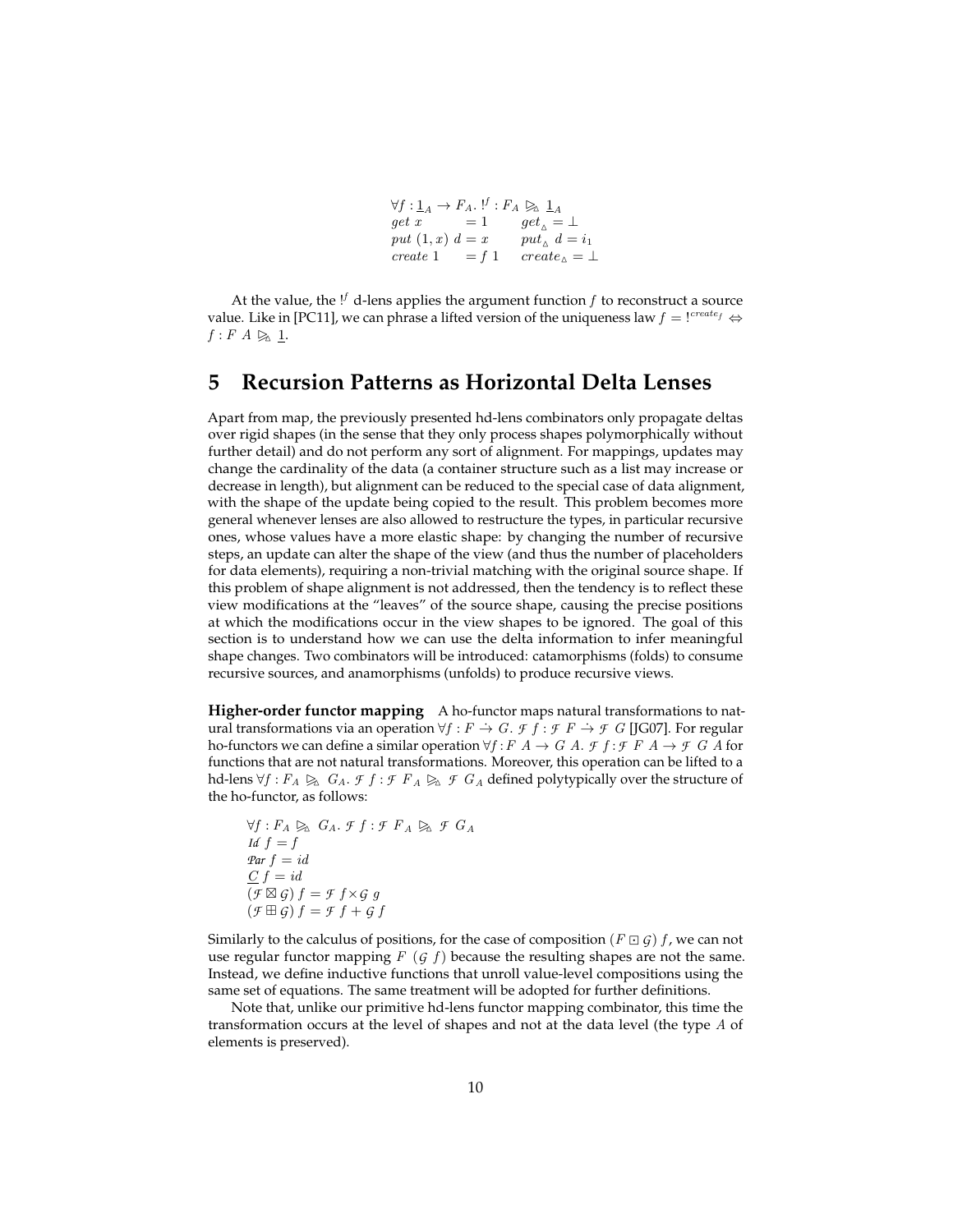$$
\begin{array}{ll}
\forall f : \underline{1}_A \to F_A .\ !^f : F_A \mathrel{\unrhd_{\!\vartriangle}} \underline{1}_A & \\
get\ x \qquad\ \ = 1 & get_{\vartriangle} = \bot \\
put\ (1, x)\ d = x & put_{\vartriangle}\ d = i_1 \\
create\ 1 \quad\ = f\ 1 & create_{\vartriangle} = \bot
\end{array}
$$

At the value, the $!^f$ d-lens applies the argument function $f$ to reconstruct a source value. Like in [PC11], we can phrase a lifted version of the uniqueness law $f = !^{create_f} \Leftrightarrow f : F\ A \mathrel{\unrhd_{\!\vartriangle}} \underline{1}$.

# 5 Recursion Patterns as Horizontal Delta Lenses

Apart from map, the previously presented hd-lens combinators only propagate deltas over rigid shapes (in the sense that they only process shapes polymorphically without further detail) and do not perform any sort of alignment. For mappings, updates may change the cardinality of the data (a container structure such as a list may increase or decrease in length), but alignment can be reduced to the special case of data alignment, with the shape of the update being copied to the result. This problem becomes more general whenever lenses are also allowed to restructure the types, in particular recursive ones, whose values have a more elastic shape: by changing the number of recursive steps, an update can alter the shape of the view (and thus the number of placeholders for data elements), requiring a non-trivial matching with the original source shape. If this problem of shape alignment is not addressed, then the tendency is to reflect these view modifications at the "leaves" of the source shape, causing the precise positions at which the modifications occur in the view shapes to be ignored. The goal of this section is to understand how we can use the delta information to infer meaningful shape changes. Two combinators will be introduced: catamorphisms (folds) to consume recursive sources, and anamorphisms (unfolds) to produce recursive views.

**Higher-order functor mapping** A ho-functor maps natural transformations to natural transformations via an operation $\forall f : F \stackrel{.}{\to} G.\ \mathcal{F}\ f : \mathcal{F}\ F \stackrel{.}{\to} \mathcal{F}\ G$ [JG07]. For regular ho-functors we can define a similar operation $\forall f : F\ A \to G\ A.\ \mathcal{F}\ f : \mathcal{F}\ F\ A \to \mathcal{F}\ G\ A$ for functions that are not natural transformations. Moreover, this operation can be lifted to a hd-lens $\forall f : F_A \mathrel{\unrhd_{\!\vartriangle}} G_A.\ \mathcal{F}\ f : \mathcal{F}\ F_A \mathrel{\unrhd_{\!\vartriangle}} \mathcal{F}\ G_A$ defined polytypically over the structure of the ho-functor, as follows:

$$
\begin{array}{l}
\forall f : F_A \mathrel{\unrhd_{\!\vartriangle}} G_A .\ \mathcal{F}\ f : \mathcal{F}\ F_A \mathrel{\unrhd_{\!\vartriangle}} \mathcal{F}\ G_A \\
\mathcal{I}d\ f = f \\
\mathcal{P}ar\ f = id \\
\underline{\mathcal{C}}\ f = id \\
(\mathcal{F} \boxtimes \mathcal{G})\ f = \mathcal{F}\ f \times \mathcal{G}\ g \\
(\mathcal{F} \boxplus \mathcal{G})\ f = \mathcal{F}\ f + \mathcal{G}\ f
\end{array}
$$

Similarly to the calculus of positions, for the case of composition $(F \boxdot \mathcal{G})\ f$, we can not use regular functor mapping $F\ (\mathcal{G}\ f)$ because the resulting shapes are not the same. Instead, we define inductive functions that unroll value-level compositions using the same set of equations. The same treatment will be adopted for further definitions.

Note that, unlike our primitive hd-lens functor mapping combinator, this time the transformation occurs at the level of shapes and not at the data level (the type $A$ of elements is preserved).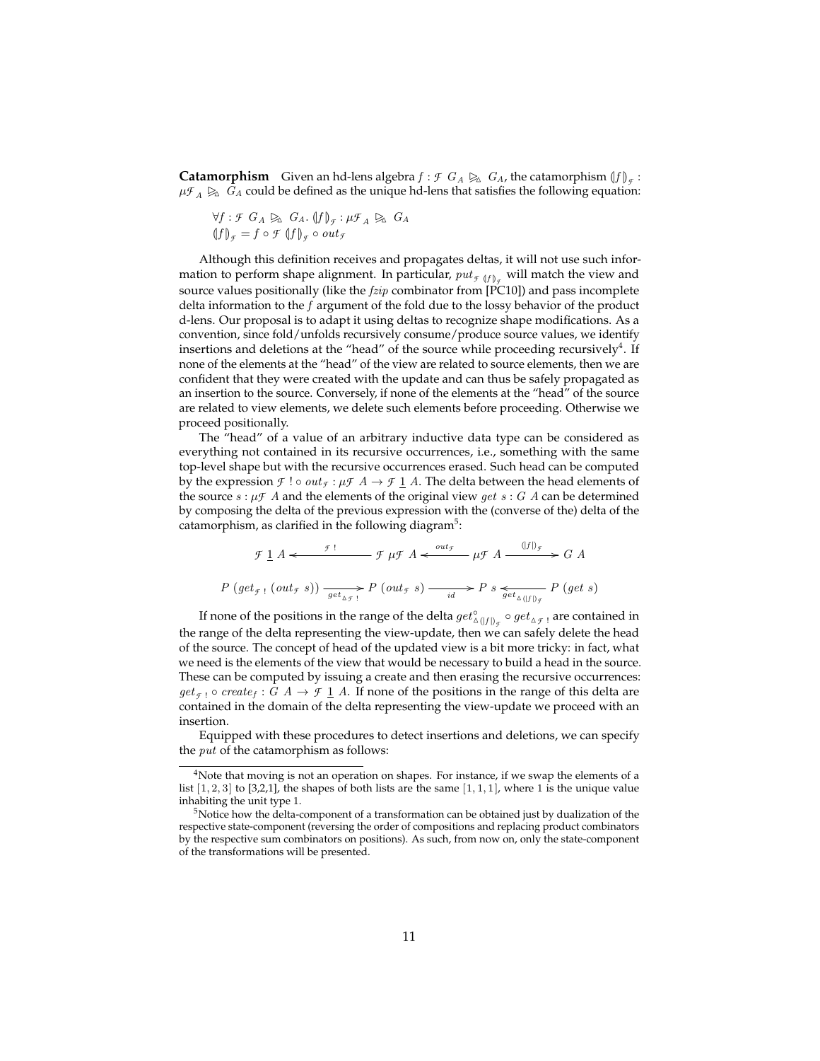**Catamorphism** Given an hd-lens algebra $f : \mathcal{F}\ G_A \trianglerighteq_{\Delta}\ G_A$, the catamorphism $(\!|f|\!)_{\mathcal{F}} : \mu\mathcal{F}_A \trianglerighteq_{\Delta}\ G_A$ could be defined as the unique hd-lens that satisfies the following equation:

$$\forall f : \mathcal{F}\ G_A \trianglerighteq_{\Delta}\ G_A.\ (\!|f|\!)_{\mathcal{F}} : \mu\mathcal{F}_A \trianglerighteq_{\Delta}\ G_A$$
$$(\!|f|\!)_{\mathcal{F}} = f \circ \mathcal{F}\ (\!|f|\!)_{\mathcal{F}} \circ out_{\mathcal{F}}$$

Although this definition receives and propagates deltas, it will not use such information to perform shape alignment. In particular, $put_{\mathcal{F}\ (\!|f|\!)_{\mathcal{F}}}$ will match the view and source values positionally (like the *fzip* combinator from [PC10]) and pass incomplete delta information to the $f$ argument of the fold due to the lossy behavior of the product d-lens. Our proposal is to adapt it using deltas to recognize shape modifications. As a convention, since fold/unfolds recursively consume/produce source values, we identify insertions and deletions at the "head" of the source while proceeding recursively[4]. If none of the elements at the "head" of the view are related to source elements, then we are confident that they were created with the update and can thus be safely propagated as an insertion to the source. Conversely, if none of the elements at the "head" of the source are related to view elements, we delete such elements before proceeding. Otherwise we proceed positionally.

The "head" of a value of an arbitrary inductive data type can be considered as everything not contained in its recursive occurrences, i.e., something with the same top-level shape but with the recursive occurrences erased. Such head can be computed by the expression $\mathcal{F}\ ! \circ out_{\mathcal{F}} : \mu\mathcal{F}\ A \rightarrow \mathcal{F}\ \underline{1}\ A$. The delta between the head elements of the source $s : \mu\mathcal{F}\ A$ and the elements of the original view $get\ s : G\ A$ can be determined by composing the delta of the previous expression with the (converse of the) delta of the catamorphism, as clarified in the following diagram[5]:

$$\mathcal{F}\ \underline{1}\ A \xleftarrow{\ \mathcal{F}\ !\ } \mathcal{F}\ \mu\mathcal{F}\ A \xleftarrow{\ out_{\mathcal{F}}\ } \mu\mathcal{F}\ A \xrightarrow{\ (\!|f|\!)_{\mathcal{F}}\ } G\ A$$

$$P\ (get_{\mathcal{F}\ !}\ (out_{\mathcal{F}}\ s)) \xrightarrow[get_{\Delta\mathcal{F}\ !}]{} P\ (out_{\mathcal{F}}\ s) \xrightarrow[id]{} P\ s \xleftarrow[get_{\Delta\ (\!|f|\!)_{\mathcal{F}}}]{} P\ (get\ s)$$

If none of the positions in the range of the delta $get^{\circ}_{\Delta\ (\!|f|\!)_{\mathcal{F}}} \circ get_{\Delta\mathcal{F}\ !}$ are contained in the range of the delta representing the view-update, then we can safely delete the head of the source. The concept of head of the updated view is a bit more tricky: in fact, what we need is the elements of the view that would be necessary to build a head in the source. These can be computed by issuing a create and then erasing the recursive occurrences: $get_{\mathcal{F}\ !} \circ create_f : G\ A \rightarrow \mathcal{F}\ \underline{1}\ A$. If none of the positions in the range of this delta are contained in the domain of the delta representing the view-update we proceed with an insertion.

Equipped with these procedures to detect insertions and deletions, we can specify the $put$ of the catamorphism as follows:

---

[4] Note that moving is not an operation on shapes. For instance, if we swap the elements of a list $[1, 2, 3]$ to [3,2,1], the shapes of both lists are the same $[1, 1, 1]$, where 1 is the unique value inhabiting the unit type 1.

[5] Notice how the delta-component of a transformation can be obtained just by dualization of the respective state-component (reversing the order of compositions and replacing product combinators by the respective sum combinators on positions). As such, from now on, only the state-component of the transformations will be presented.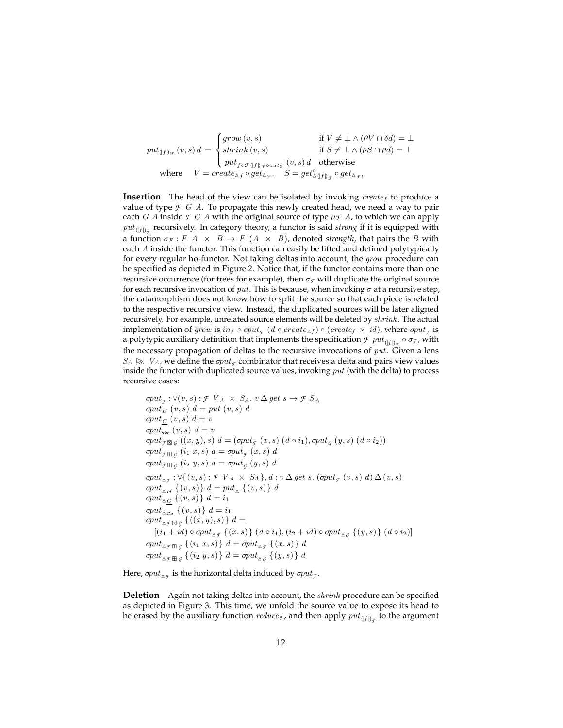$$put_{(\!|f|\!)_{\mathcal{F}}}\ (v,s)\ d = \begin{cases} grow\,(v,s) & \text{if } V \neq \bot \wedge (\rho V \cap \delta d) = \bot \\ shrink\,(v,s) & \text{if } S \neq \bot \wedge (\rho S \cap \rho d) = \bot \\ put_{f \circ \mathcal{F}\,(\!|f|\!)_{\mathcal{F}} \circ out_{\mathcal{F}}}\ (v,s)\ d & \text{otherwise} \end{cases}$$
$$\text{where} \quad V = create_{\triangle f} \circ get_{\triangle \mathcal{F}!} \quad S = get^{\circ}_{\triangle (\!|f|\!)_{\mathcal{F}}} \circ get_{\triangle \mathcal{F}!}$$

**Insertion** The head of the view can be isolated by invoking $create_f$ to produce a value of type $\mathcal{F}\ G\ A$. To propagate this newly created head, we need a way to pair each $G\ A$ inside $\mathcal{F}\ G\ A$ with the original source of type $\mu\mathcal{F}\ A$, to which we can apply $put_{(\!|f|\!)_{\mathcal{F}}}$ recursively. In category theory, a functor is said *strong* if it is equipped with a function $\sigma_F : F\ A\ \times\ B \rightarrow F\ (A\ \times\ B)$, denoted *strength*, that pairs the $B$ with each $A$ inside the functor. This function can easily be lifted and defined polytypically for every regular ho-functor. Not taking deltas into account, the $grow$ procedure can be specified as depicted in Figure 2. Notice that, if the functor contains more than one recursive occurrence (for trees for example), then $\sigma_{\mathcal{F}}$ will duplicate the original source for each recursive invocation of $put$. This is because, when invoking $\sigma$ at a recursive step, the catamorphism does not know how to split the source so that each piece is related to the respective recursive view. Instead, the duplicated sources will be later aligned recursively. For example, unrelated source elements will be deleted by $shrink$. The actual implementation of $grow$ is $in_{\mathcal{F}} \circ \sigma put_{\mathcal{F}}\ (d \circ create_{\triangle f}) \circ (create_f\ \times\ id)$, where $\sigma put_{\mathcal{F}}$ is a polytypic auxiliary definition that implements the specification $\mathcal{F}\ put_{(\!|f|\!)_{\mathcal{F}}} \circ \sigma_{\mathcal{F}}$, with the necessary propagation of deltas to the recursive invocations of $put$. Given a lens $S_A \trianglerighteq_{\triangle} V_A$, we define the $\sigma put_{\mathcal{F}}$ combinator that receives a delta and pairs view values inside the functor with duplicated source values, invoking $put$ (with the delta) to process recursive cases:

$$\begin{aligned}
&\sigma put_{\mathcal{F}} : \forall (v,s) : \mathcal{F}\ V_A\ \times\ S_A.\ v\,\Delta\, get\ s \rightarrow \mathcal{F}\ S_A \\
&\sigma put_{Id}\ (v,s)\ d = put\ (v,s)\ d \\
&\sigma put_{\underline{C}}\ (v,s)\ d = v \\
&\sigma put_{Par}\ (v,s)\ d = v \\
&\sigma put_{\mathcal{F} \boxtimes \mathcal{G}}\ ((x,y),s)\ d = (\sigma put_{\mathcal{F}}\ (x,s)\ (d \circ i_1), \sigma put_{\mathcal{G}}\ (y,s)\ (d \circ i_2)) \\
&\sigma put_{\mathcal{F} \boxplus \mathcal{G}}\ (i_1\ x, s)\ d = \sigma put_{\mathcal{F}}\ (x,s)\ d \\
&\sigma put_{\mathcal{F} \boxplus \mathcal{G}}\ (i_2\ y, s)\ d = \sigma put_{\mathcal{G}}\ (y,s)\ d \\
&\sigma put_{\triangle \mathcal{F}} : \forall \{(v,s) : \mathcal{F}\ V_A\ \times\ S_A\}, d : v\,\Delta\, get\ s.\ (\sigma put_{\mathcal{F}}\ (v,s)\ d)\,\Delta\,(v,s) \\
&\sigma put_{\triangle Id}\ \{(v,s)\}\ d = put_{\triangle}\ \{(v,s)\}\ d \\
&\sigma put_{\triangle \underline{C}}\ \{(v,s)\}\ d = i_1 \\
&\sigma put_{\triangle Par}\ \{(v,s)\}\ d = i_1 \\
&\sigma put_{\triangle \mathcal{F} \boxtimes \mathcal{G}}\ \{((x,y),s)\}\ d = \\
&\quad [(i_1 + id) \circ \sigma put_{\triangle \mathcal{F}}\ \{(x,s)\}\ (d \circ i_1), (i_2 + id) \circ \sigma put_{\triangle \mathcal{G}}\ \{(y,s)\}\ (d \circ i_2)] \\
&\sigma put_{\triangle \mathcal{F} \boxplus \mathcal{G}}\ \{(i_1\ x, s)\}\ d = \sigma put_{\triangle \mathcal{F}}\ \{(x,s)\}\ d \\
&\sigma put_{\triangle \mathcal{F} \boxplus \mathcal{G}}\ \{(i_2\ y, s)\}\ d = \sigma put_{\triangle \mathcal{G}}\ \{(y,s)\}\ d
\end{aligned}$$

Here, $\sigma put_{\triangle \mathcal{F}}$ is the horizontal delta induced by $\sigma put_{\mathcal{F}}$.

**Deletion** Again not taking deltas into account, the $shrink$ procedure can be specified as depicted in Figure 3. This time, we unfold the source value to expose its head to be erased by the auxiliary function $reduce_{\mathcal{F}}$, and then apply $put_{(\!|f|\!)_{\mathcal{F}}}$ to the argument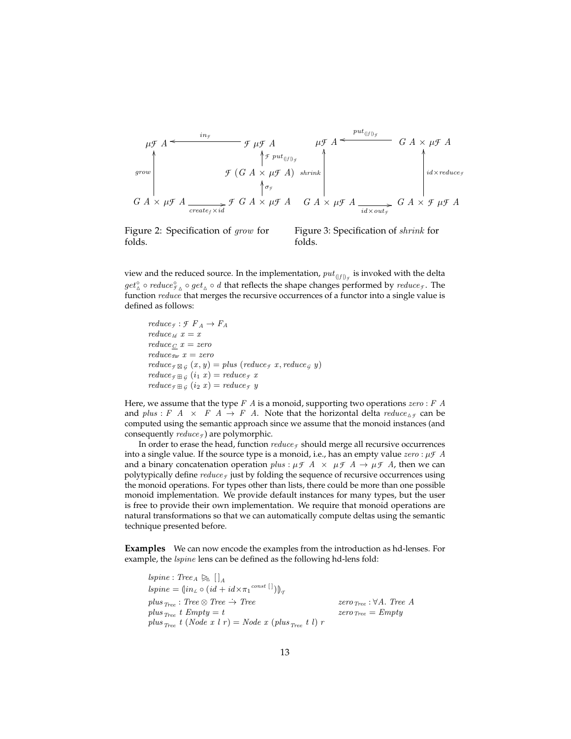$$
\begin{array}{ccc}
\mu\mathcal{F}\ A & \xleftarrow{in_{\mathcal{F}}} & \mathcal{F}\ \mu\mathcal{F}\ A \\
\uparrow grow & & \uparrow \mathcal{F}\ put_{(\!|f|\!)_{\mathcal{F}}} \\
 & & \mathcal{F}\ (G\ A \times \mu\mathcal{F}\ A) \\
 & & \uparrow \sigma_{\mathcal{F}} \\
G\ A \times \mu\mathcal{F}\ A & \xrightarrow[create_f \times id]{} & \mathcal{F}\ G\ A \times \mu\mathcal{F}\ A
\end{array}
$$

Figure 2: Specification of *grow* for folds.

$$
\begin{array}{ccc}
\mu\mathcal{F}\ A & \xleftarrow{put_{(\!|f|\!)_{\mathcal{F}}}} & G\ A \times \mu\mathcal{F}\ A \\
\uparrow shrink & & \uparrow id \times reduce_{\mathcal{F}} \\
G\ A \times \mu\mathcal{F}\ A & \xrightarrow[id \times out_{\mathcal{F}}]{} & G\ A \times \mathcal{F}\ \mu\mathcal{F}\ A
\end{array}
$$

Figure 3: Specification of *shrink* for folds.

view and the reduced source. In the implementation, $put_{(\!|f|\!)_{\mathcal{F}}}$ is invoked with the delta $get_{\triangle}^{\circ} \circ reduce_{\mathcal{F}_{\triangle}}^{\circ} \circ get_{\triangle} \circ d$ that reflects the shape changes performed by $reduce_{\mathcal{F}}$. The function *reduce* that merges the recursive occurrences of a functor into a single value is defined as follows:

$$
\begin{array}{l}
reduce_{\mathcal{F}} : \mathcal{F}\ F_A \rightarrow F_A \\
reduce_{Id}\ x = x \\
reduce_{\underline{C}}\ x = zero \\
reduce_{Par}\ x = zero \\
reduce_{\mathcal{F} \boxtimes \mathcal{G}}\ (x, y) = plus\ (reduce_{\mathcal{F}}\ x, reduce_{\mathcal{G}}\ y) \\
reduce_{\mathcal{F} \boxplus \mathcal{G}}\ (i_1\ x) = reduce_{\mathcal{F}}\ x \\
reduce_{\mathcal{F} \boxplus \mathcal{G}}\ (i_2\ x) = reduce_{\mathcal{F}}\ y
\end{array}
$$

Here, we assume that the type $F\ A$ is a monoid, supporting two operations $zero : F\ A$ and $plus : F\ A\ \times\ F\ A \rightarrow F\ A$. Note that the horizontal delta $reduce_{\triangle\mathcal{F}}$ can be computed using the semantic approach since we assume that the monoid instances (and consequently $reduce_{\mathcal{F}}$) are polymorphic.

In order to erase the head, function $reduce_{\mathcal{F}}$ should merge all recursive occurrences into a single value. If the source type is a monoid, i.e., has an empty value $zero : \mu\mathcal{F}\ A$ and a binary concatenation operation $plus : \mu\mathcal{F}\ A\ \times\ \mu\mathcal{F}\ A \rightarrow \mu\mathcal{F}\ A$, then we can polytypically define $reduce_{\mathcal{F}}$ just by folding the sequence of recursive occurrences using the monoid operations. For types other than lists, there could be more than one possible monoid implementation. We provide default instances for many types, but the user is free to provide their own implementation. We require that monoid operations are natural transformations so that we can automatically compute deltas using the semantic technique presented before.

**Examples** We can now encode the examples from the introduction as hd-lenses. For example, the *lspine* lens can be defined as the following hd-lens fold:

$$
\begin{array}{ll}
lspine : Tree_A \mathrel{\trianglerighteq_{\triangle}} [\,]_A & \\
lspine = (\!| in_L \circ (id + id \times \pi_1{}^{const\ [\,]}) |\!)_{\mathcal{T}} & \\
plus_{Tree} : Tree \otimes Tree \dot{\rightarrow} Tree & zero_{Tree} : \forall A.\ Tree\ A \\
plus_{Tree}\ t\ Empty = t & zero_{Tree} = Empty \\
plus_{Tree}\ t\ (Node\ x\ l\ r) = Node\ x\ (plus_{Tree}\ t\ l)\ r &
\end{array}
$$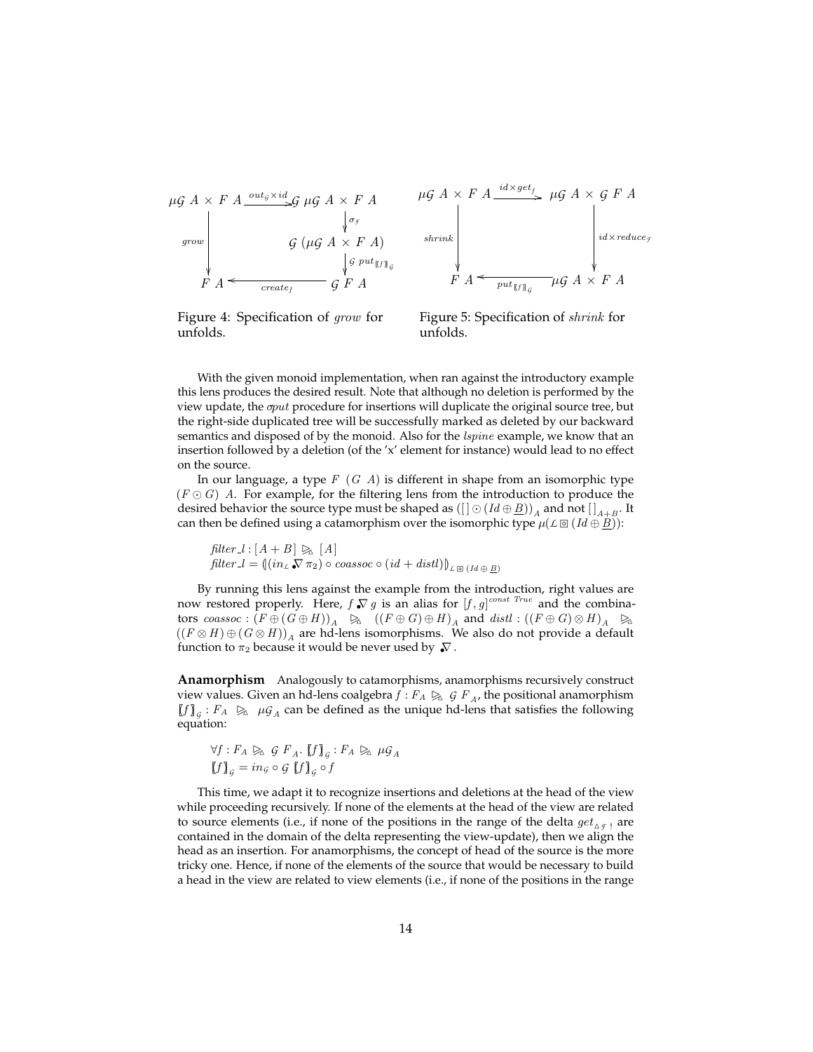$$
\begin{array}{ccc}
\mu\mathcal{G}\ A \times F\ A & \xrightarrow{out_{\mathcal{G}} \times id} & \mathcal{G}\ \mu\mathcal{G}\ A \times F\ A \\
 & & \downarrow \sigma_{\mathcal{F}} \\
\Big\downarrow grow & & \mathcal{G}\ (\mu\mathcal{G}\ A \times F\ A) \\
 & & \downarrow \mathcal{G}\ put_{[\![f]\!]_{\mathcal{G}}} \\
F\ A & \xleftarrow{create_f} & \mathcal{G}\ F\ A
\end{array}
$$

Figure 4: Specification of *grow* for unfolds.

$$
\begin{array}{ccc}
\mu\mathcal{G}\ A \times F\ A & \xrightarrow{id \times get_f} & \mu\mathcal{G}\ A \times \mathcal{G}\ F\ A \\
\Big\downarrow shrink & & \Big\downarrow id \times reduce_{\mathcal{F}} \\
F\ A & \xleftarrow{put_{[\![f]\!]_{\mathcal{G}}}} & \mu\mathcal{G}\ A \times F\ A
\end{array}
$$

Figure 5: Specification of *shrink* for unfolds.

With the given monoid implementation, when ran against the introductory example this lens produces the desired result. Note that although no deletion is performed by the view update, the $\sigma put$ procedure for insertions will duplicate the original source tree, but the right-side duplicated tree will be successfully marked as deleted by our backward semantics and disposed of by the monoid. Also for the *lspine* example, we know that an insertion followed by a deletion (of the 'x' element for instance) would lead to no effect on the source.

In our language, a type $F\ (G\ A)$ is different in shape from an isomorphic type $(F \odot G)\ A$. For example, for the filtering lens from the introduction to produce the desired behavior the source type must be shaped as $([] \odot (Id \oplus \underline{B}))_A$ and not $[]_{A+B}$. It can then be defined using a catamorphism over the isomorphic type $\mu(\mathcal{L} \boxtimes (Id \oplus \underline{B}))$:

$$
\begin{array}{l}
filter\_l : [A + B] \ \trianglerighteq_{\vartriangle}\ [A] \\
filter\_l = (\!| (in_{\mathcal{L}} \bullet\!\!\nabla\, \pi_2) \circ coassoc \circ (id + distl) |\!)_{\mathcal{L} \boxtimes (Id \oplus \underline{B})}
\end{array}
$$

By running this lens against the example from the introduction, right values are now restored properly. Here, $f \bullet\!\!\nabla\, g$ is an alias for $[f, g]^{const\ True}$ and the combinators $coassoc : (F \oplus (G \oplus H))_A \ \trianglerighteq_{\vartriangle}\ ((F \oplus G) \oplus H)_A$ and $distl : ((F \oplus G) \otimes H)_A \ \trianglerighteq_{\vartriangle}\ ((F \otimes H) \oplus (G \otimes H))_A$ are hd-lens isomorphisms. We also do not provide a default function to $\pi_2$ because it would be never used by $\bullet\!\!\nabla$.

**Anamorphism** Analogously to catamorphisms, anamorphisms recursively construct view values. Given an hd-lens coalgebra $f : F_A \ \trianglerighteq_{\vartriangle}\ \mathcal{G}\ F_A$, the positional anamorphism $[\![f]\!]_{\mathcal{G}} : F_A \ \trianglerighteq_{\vartriangle}\ \mu\mathcal{G}_A$ can be defined as the unique hd-lens that satisfies the following equation:

$$
\begin{array}{l}
\forall f : F_A \ \trianglerighteq_{\vartriangle}\ \mathcal{G}\ F_A.\ [\![f]\!]_{\mathcal{G}} : F_A \ \trianglerighteq_{\vartriangle}\ \mu\mathcal{G}_A \\
[\![f]\!]_{\mathcal{G}} = in_{\mathcal{G}} \circ \mathcal{G}\ [\![f]\!]_{\mathcal{G}} \circ f
\end{array}
$$

This time, we adapt it to recognize insertions and deletions at the head of the view while proceeding recursively. If none of the elements at the head of the view are related to source elements (i.e., if none of the positions in the range of the delta $get_{\vartriangle \mathcal{F}\,!}$ are contained in the domain of the delta representing the view-update), then we align the head as an insertion. For anamorphisms, the concept of head of the source is the more tricky one. Hence, if none of the elements of the source that would be necessary to build a head in the view are related to view elements (i.e., if none of the positions in the range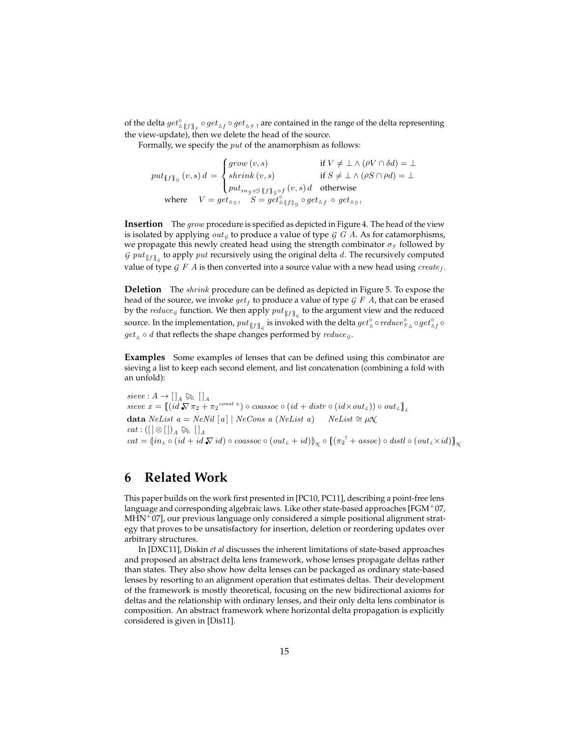of the delta $get^{\circ}_{\vartriangle [\![f]\!]_{\mathcal{F}}} \circ get_{\vartriangle f} \circ get_{\vartriangle \mathcal{F}\,!}$ are contained in the range of the delta representing the view-update), then we delete the head of the source.

Formally, we specify the $put$ of the anamorphism as follows:

$$put_{[\![f]\!]_{\mathcal{G}}}\,(v,s)\,d = \begin{cases} grow\,(v,s) & \text{if } V \neq \bot \wedge (\rho V \cap \delta d) = \bot \\ shrink\,(v,s) & \text{if } S \neq \bot \wedge (\rho S \cap \rho d) = \bot \\ put_{in_{\mathcal{G}} \circ \mathcal{G}\,[\![f]\!]_{\mathcal{G}} \circ f}\,(v,s)\,d & \text{otherwise} \end{cases}$$
$$\text{where} \quad V = get_{\vartriangle \mathcal{G}\,!} \quad S = get^{\circ}_{\vartriangle (\![f]\!)_{\mathcal{G}}} \circ get_{\vartriangle f} \circ get_{\vartriangle \mathcal{G}\,!}$$

**Insertion** The $grow$ procedure is specified as depicted in Figure 4. The head of the view is isolated by applying $out_{\mathcal{G}}$ to produce a value of type $\mathcal{G}\ G\ A$. As for catamorphisms, we propagate this newly created head using the strength combinator $\sigma_{\mathcal{F}}$ followed by $\mathcal{G}\ put_{[\![f]\!]_{\mathcal{G}}}$ to apply $put$ recursively using the original delta $d$. The recursively computed value of type $\mathcal{G}\ F\ A$ is then converted into a source value with a new head using $create_f$.

**Deletion** The $shrink$ procedure can be defined as depicted in Figure 5. To expose the head of the source, we invoke $get_f$ to produce a value of type $\mathcal{G}\ F\ A$, that can be erased by the $reduce_{\mathcal{G}}$ function. We then apply $put_{[\![f]\!]_{\mathcal{G}}}$ to the argument view and the reduced source. In the implementation, $put_{[\![f]\!]_{\mathcal{G}}}$ is invoked with the delta $get^{\circ}_{\vartriangle} \circ reduce^{\circ}_{\mathcal{F}_{\vartriangle}} \circ get^{\circ}_{\vartriangle f} \circ get_{\vartriangle} \circ d$ that reflects the shape changes performed by $reduce_{\mathcal{G}}$.

**Examples** Some examples of lenses that can be defined using this combinator are sieving a list to keep each second element, and list concatenation (combining a fold with an unfold):

$sieve : A \to [\,]_A \trianglerighteq_{\vartriangle} [\,]_A$
$sieve\ x = [\![(id \,\dot{\nabla}\, \pi_2 + \pi_2{}^{const\ x}) \circ coassoc \circ (id + distr \circ (id \times out_{\mathcal{L}})) \circ out_{\mathcal{L}}]\!]_{\mathcal{L}}$
**data** $NeList\ a = NeNil\ [a] \mid NeCons\ a\ (NeList\ a) \qquad NeList \cong \mu\mathcal{N}$
$cat : ([\,] \otimes [\,])_A \trianglerighteq_{\vartriangle} [\,]_A$
$cat = (\![in_{\mathcal{L}} \circ (id + id \,\dot{\nabla}\, id) \circ coassoc \circ (out_{\mathcal{L}} + id)]\!)_{\mathcal{N}} \circ [\![(\pi_2{}^{!} + assoc) \circ distl \circ (out_{\mathcal{L}} \times id)]\!]_{\mathcal{N}}$

# 6 Related Work

This paper builds on the work first presented in [PC10, PC11], describing a point-free lens language and corresponding algebraic laws. Like other state-based approaches [FGM+07, MHN+07], our previous language only considered a simple positional alignment strategy that proves to be unsatisfactory for insertion, deletion or reordering updates over arbitrary structures.

In [DXC11], Diskin *et al* discusses the inherent limitations of state-based approaches and proposed an abstract delta lens framework, whose lenses propagate deltas rather than states. They also show how delta lenses can be packaged as ordinary state-based lenses by resorting to an alignment operation that estimates deltas. Their development of the framework is mostly theoretical, focusing on the new bidirectional axioms for deltas and the relationship with ordinary lenses, and their only delta lens combinator is composition. An abstract framework where horizontal delta propagation is explicitly considered is given in [Dis11].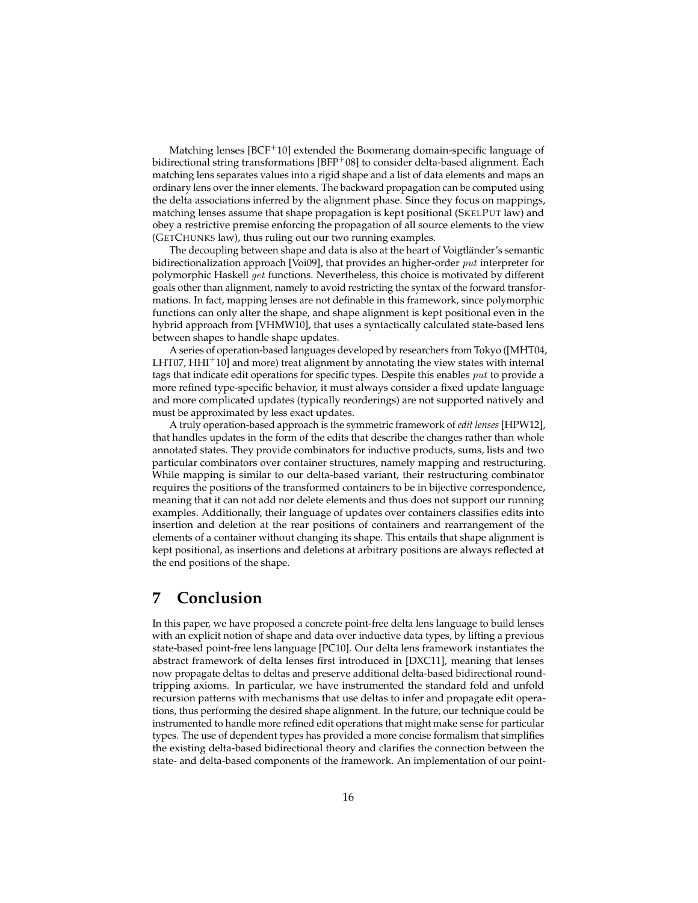Matching lenses [BCF+10] extended the Boomerang domain-specific language of bidirectional string transformations [BFP+08] to consider delta-based alignment. Each matching lens separates values into a rigid shape and a list of data elements and maps an ordinary lens over the inner elements. The backward propagation can be computed using the delta associations inferred by the alignment phase. Since they focus on mappings, matching lenses assume that shape propagation is kept positional (SKELPUT law) and obey a restrictive premise enforcing the propagation of all source elements to the view (GETCHUNKS law), thus ruling out our two running examples.

The decoupling between shape and data is also at the heart of Voigtländer's semantic bidirectionalization approach [Voi09], that provides an higher-order $put$ interpreter for polymorphic Haskell $get$ functions. Nevertheless, this choice is motivated by different goals other than alignment, namely to avoid restricting the syntax of the forward transformations. In fact, mapping lenses are not definable in this framework, since polymorphic functions can only alter the shape, and shape alignment is kept positional even in the hybrid approach from [VHMW10], that uses a syntactically calculated state-based lens between shapes to handle shape updates.

A series of operation-based languages developed by researchers from Tokyo ([MHT04, LHT07, HHI+10] and more) treat alignment by annotating the view states with internal tags that indicate edit operations for specific types. Despite this enables $put$ to provide a more refined type-specific behavior, it must always consider a fixed update language and more complicated updates (typically reorderings) are not supported natively and must be approximated by less exact updates.

A truly operation-based approach is the symmetric framework of *edit lenses* [HPW12], that handles updates in the form of the edits that describe the changes rather than whole annotated states. They provide combinators for inductive products, sums, lists and two particular combinators over container structures, namely mapping and restructuring. While mapping is similar to our delta-based variant, their restructuring combinator requires the positions of the transformed containers to be in bijective correspondence, meaning that it can not add nor delete elements and thus does not support our running examples. Additionally, their language of updates over containers classifies edits into insertion and deletion at the rear positions of containers and rearrangement of the elements of a container without changing its shape. This entails that shape alignment is kept positional, as insertions and deletions at arbitrary positions are always reflected at the end positions of the shape.

# 7 Conclusion

In this paper, we have proposed a concrete point-free delta lens language to build lenses with an explicit notion of shape and data over inductive data types, by lifting a previous state-based point-free lens language [PC10]. Our delta lens framework instantiates the abstract framework of delta lenses first introduced in [DXC11], meaning that lenses now propagate deltas to deltas and preserve additional delta-based bidirectional round-tripping axioms. In particular, we have instrumented the standard fold and unfold recursion patterns with mechanisms that use deltas to infer and propagate edit operations, thus performing the desired shape alignment. In the future, our technique could be instrumented to handle more refined edit operations that might make sense for particular types. The use of dependent types has provided a more concise formalism that simplifies the existing delta-based bidirectional theory and clarifies the connection between the state- and delta-based components of the framework. An implementation of our point-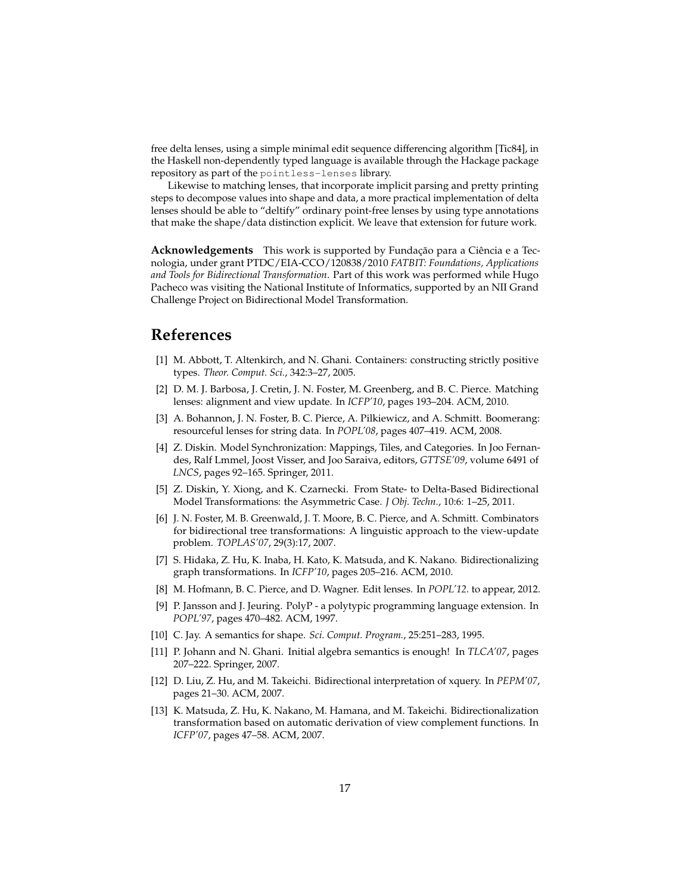free delta lenses, using a simple minimal edit sequence differencing algorithm [Tic84], in the Haskell non-dependently typed language is available through the Hackage package repository as part of the `pointless-lenses` library.

Likewise to matching lenses, that incorporate implicit parsing and pretty printing steps to decompose values into shape and data, a more practical implementation of delta lenses should be able to "deltify" ordinary point-free lenses by using type annotations that make the shape/data distinction explicit. We leave that extension for future work.

**Acknowledgements** This work is supported by Fundação para a Ciência e a Tecnologia, under grant PTDC/EIA-CCO/120838/2010 *FATBIT: Foundations, Applications and Tools for Bidirectional Transformation*. Part of this work was performed while Hugo Pacheco was visiting the National Institute of Informatics, supported by an NII Grand Challenge Project on Bidirectional Model Transformation.

## References

[1] M. Abbott, T. Altenkirch, and N. Ghani. Containers: constructing strictly positive types. *Theor. Comput. Sci.*, 342:3–27, 2005.

[2] D. M. J. Barbosa, J. Cretin, J. N. Foster, M. Greenberg, and B. C. Pierce. Matching lenses: alignment and view update. In *ICFP'10*, pages 193–204. ACM, 2010.

[3] A. Bohannon, J. N. Foster, B. C. Pierce, A. Pilkiewicz, and A. Schmitt. Boomerang: resourceful lenses for string data. In *POPL'08*, pages 407–419. ACM, 2008.

[4] Z. Diskin. Model Synchronization: Mappings, Tiles, and Categories. In Joo Fernandes, Ralf Lmmel, Joost Visser, and Joo Saraiva, editors, *GTTSE'09*, volume 6491 of *LNCS*, pages 92–165. Springer, 2011.

[5] Z. Diskin, Y. Xiong, and K. Czarnecki. From State- to Delta-Based Bidirectional Model Transformations: the Asymmetric Case. *J Obj. Techn.*, 10:6: 1–25, 2011.

[6] J. N. Foster, M. B. Greenwald, J. T. Moore, B. C. Pierce, and A. Schmitt. Combinators for bidirectional tree transformations: A linguistic approach to the view-update problem. *TOPLAS'07*, 29(3):17, 2007.

[7] S. Hidaka, Z. Hu, K. Inaba, H. Kato, K. Matsuda, and K. Nakano. Bidirectionalizing graph transformations. In *ICFP'10*, pages 205–216. ACM, 2010.

[8] M. Hofmann, B. C. Pierce, and D. Wagner. Edit lenses. In *POPL'12*. to appear, 2012.

[9] P. Jansson and J. Jeuring. PolyP - a polytypic programming language extension. In *POPL'97*, pages 470–482. ACM, 1997.

[10] C. Jay. A semantics for shape. *Sci. Comput. Program.*, 25:251–283, 1995.

[11] P. Johann and N. Ghani. Initial algebra semantics is enough! In *TLCA'07*, pages 207–222. Springer, 2007.

[12] D. Liu, Z. Hu, and M. Takeichi. Bidirectional interpretation of xquery. In *PEPM'07*, pages 21–30. ACM, 2007.

[13] K. Matsuda, Z. Hu, K. Nakano, M. Hamana, and M. Takeichi. Bidirectionalization transformation based on automatic derivation of view complement functions. In *ICFP'07*, pages 47–58. ACM, 2007.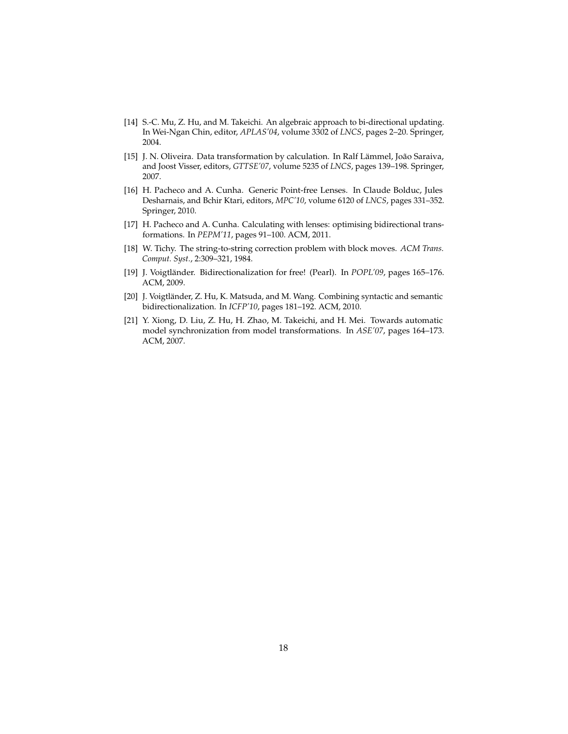[14] S.-C. Mu, Z. Hu, and M. Takeichi. An algebraic approach to bi-directional updating. In Wei-Ngan Chin, editor, *APLAS'04*, volume 3302 of *LNCS*, pages 2–20. Springer, 2004.

[15] J. N. Oliveira. Data transformation by calculation. In Ralf Lämmel, João Saraiva, and Joost Visser, editors, *GTTSE'07*, volume 5235 of *LNCS*, pages 139–198. Springer, 2007.

[16] H. Pacheco and A. Cunha. Generic Point-free Lenses. In Claude Bolduc, Jules Desharnais, and Bchir Ktari, editors, *MPC'10*, volume 6120 of *LNCS*, pages 331–352. Springer, 2010.

[17] H. Pacheco and A. Cunha. Calculating with lenses: optimising bidirectional transformations. In *PEPM'11*, pages 91–100. ACM, 2011.

[18] W. Tichy. The string-to-string correction problem with block moves. *ACM Trans. Comput. Syst.*, 2:309–321, 1984.

[19] J. Voigtländer. Bidirectionalization for free! (Pearl). In *POPL'09*, pages 165–176. ACM, 2009.

[20] J. Voigtländer, Z. Hu, K. Matsuda, and M. Wang. Combining syntactic and semantic bidirectionalization. In *ICFP'10*, pages 181–192. ACM, 2010.

[21] Y. Xiong, D. Liu, Z. Hu, H. Zhao, M. Takeichi, and H. Mei. Towards automatic model synchronization from model transformations. In *ASE'07*, pages 164–173. ACM, 2007.